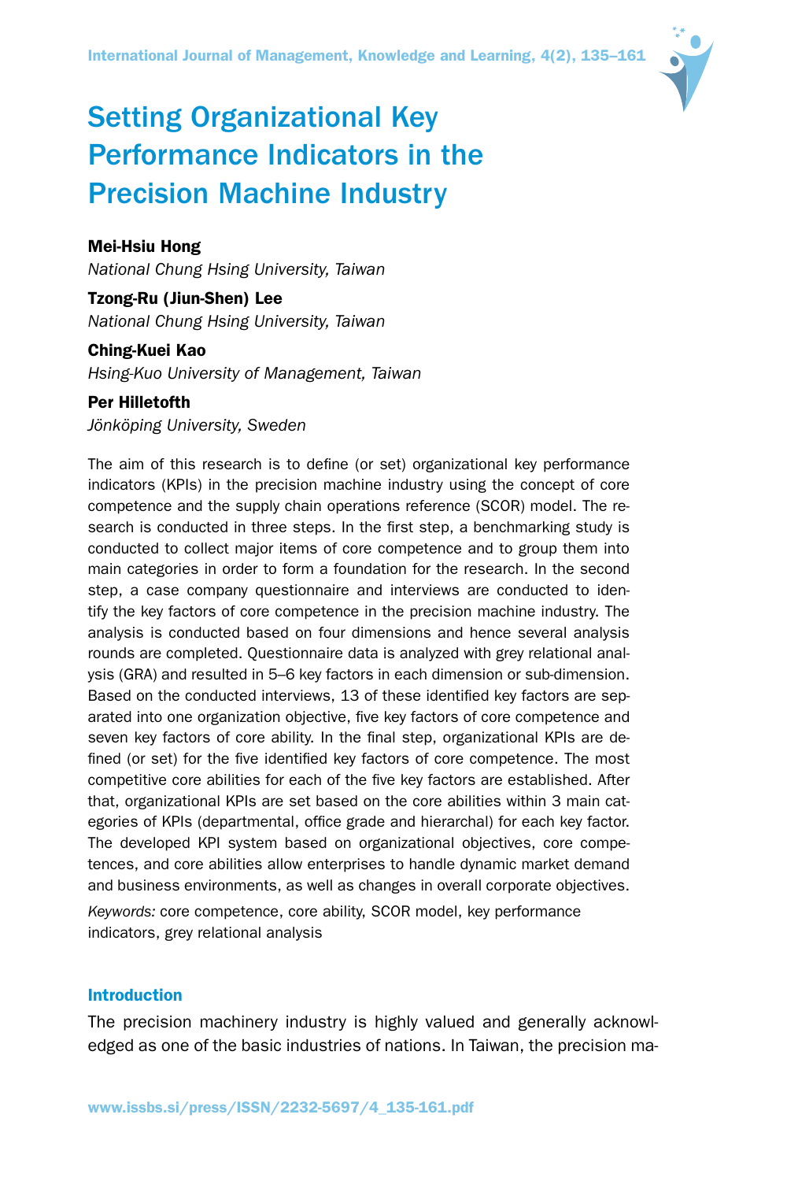# Setting Organizational Key Performance Indicators in the Precision Machine Industry

**Mei-Hsiu Hong**
*National Chung Hsing University, Taiwan*

**Tzong-Ru (Jiun-Shen) Lee**
*National Chung Hsing University, Taiwan*

**Ching-Kuei Kao**
*Hsing-Kuo University of Management, Taiwan*

**Per Hilletofth**
*Jönköping University, Sweden*

The aim of this research is to define (or set) organizational key performance indicators (KPIs) in the precision machine industry using the concept of core competence and the supply chain operations reference (SCOR) model. The research is conducted in three steps. In the first step, a benchmarking study is conducted to collect major items of core competence and to group them into main categories in order to form a foundation for the research. In the second step, a case company questionnaire and interviews are conducted to identify the key factors of core competence in the precision machine industry. The analysis is conducted based on four dimensions and hence several analysis rounds are completed. Questionnaire data is analyzed with grey relational analysis (GRA) and resulted in 5–6 key factors in each dimension or sub-dimension. Based on the conducted interviews, 13 of these identified key factors are separated into one organization objective, five key factors of core competence and seven key factors of core ability. In the final step, organizational KPIs are defined (or set) for the five identified key factors of core competence. The most competitive core abilities for each of the five key factors are established. After that, organizational KPIs are set based on the core abilities within 3 main categories of KPIs (departmental, office grade and hierarchal) for each key factor. The developed KPI system based on organizational objectives, core competences, and core abilities allow enterprises to handle dynamic market demand and business environments, as well as changes in overall corporate objectives.

*Keywords:* core competence, core ability, SCOR model, key performance indicators, grey relational analysis

## Introduction

The precision machinery industry is highly valued and generally acknowledged as one of the basic industries of nations. In Taiwan, the precision ma-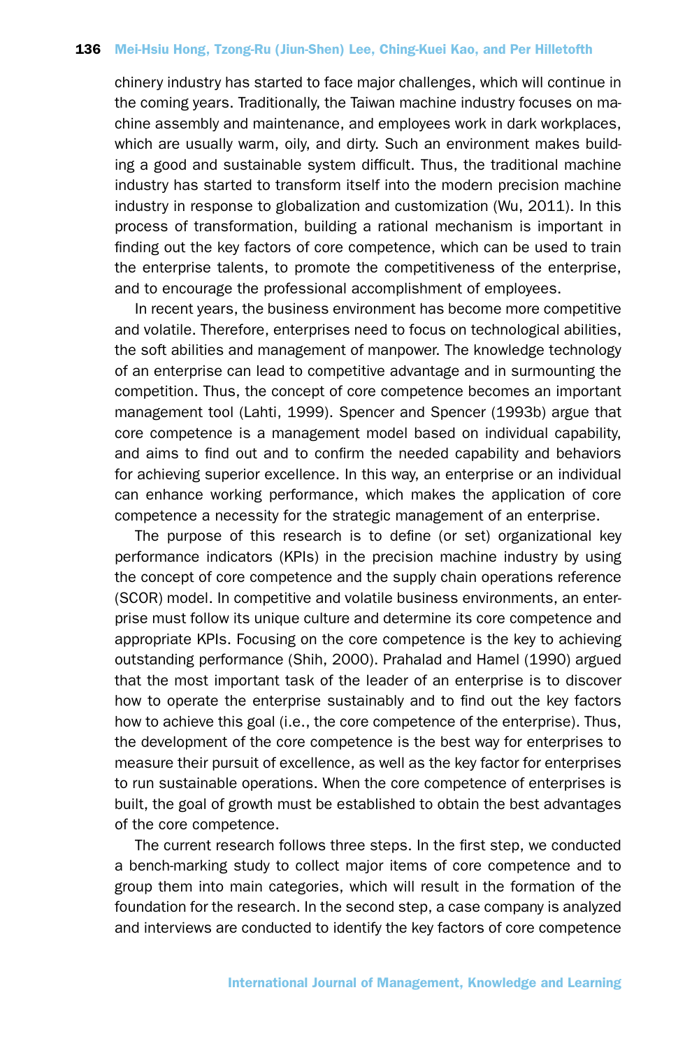chinery industry has started to face major challenges, which will continue in the coming years. Traditionally, the Taiwan machine industry focuses on machine assembly and maintenance, and employees work in dark workplaces, which are usually warm, oily, and dirty. Such an environment makes building a good and sustainable system difficult. Thus, the traditional machine industry has started to transform itself into the modern precision machine industry in response to globalization and customization (Wu, 2011). In this process of transformation, building a rational mechanism is important in finding out the key factors of core competence, which can be used to train the enterprise talents, to promote the competitiveness of the enterprise, and to encourage the professional accomplishment of employees.

In recent years, the business environment has become more competitive and volatile. Therefore, enterprises need to focus on technological abilities, the soft abilities and management of manpower. The knowledge technology of an enterprise can lead to competitive advantage and in surmounting the competition. Thus, the concept of core competence becomes an important management tool (Lahti, 1999). Spencer and Spencer (1993b) argue that core competence is a management model based on individual capability, and aims to find out and to confirm the needed capability and behaviors for achieving superior excellence. In this way, an enterprise or an individual can enhance working performance, which makes the application of core competence a necessity for the strategic management of an enterprise.

The purpose of this research is to define (or set) organizational key performance indicators (KPIs) in the precision machine industry by using the concept of core competence and the supply chain operations reference (SCOR) model. In competitive and volatile business environments, an enterprise must follow its unique culture and determine its core competence and appropriate KPIs. Focusing on the core competence is the key to achieving outstanding performance (Shih, 2000). Prahalad and Hamel (1990) argued that the most important task of the leader of an enterprise is to discover how to operate the enterprise sustainably and to find out the key factors how to achieve this goal (i.e., the core competence of the enterprise). Thus, the development of the core competence is the best way for enterprises to measure their pursuit of excellence, as well as the key factor for enterprises to run sustainable operations. When the core competence of enterprises is built, the goal of growth must be established to obtain the best advantages of the core competence.

The current research follows three steps. In the first step, we conducted a bench-marking study to collect major items of core competence and to group them into main categories, which will result in the formation of the foundation for the research. In the second step, a case company is analyzed and interviews are conducted to identify the key factors of core competence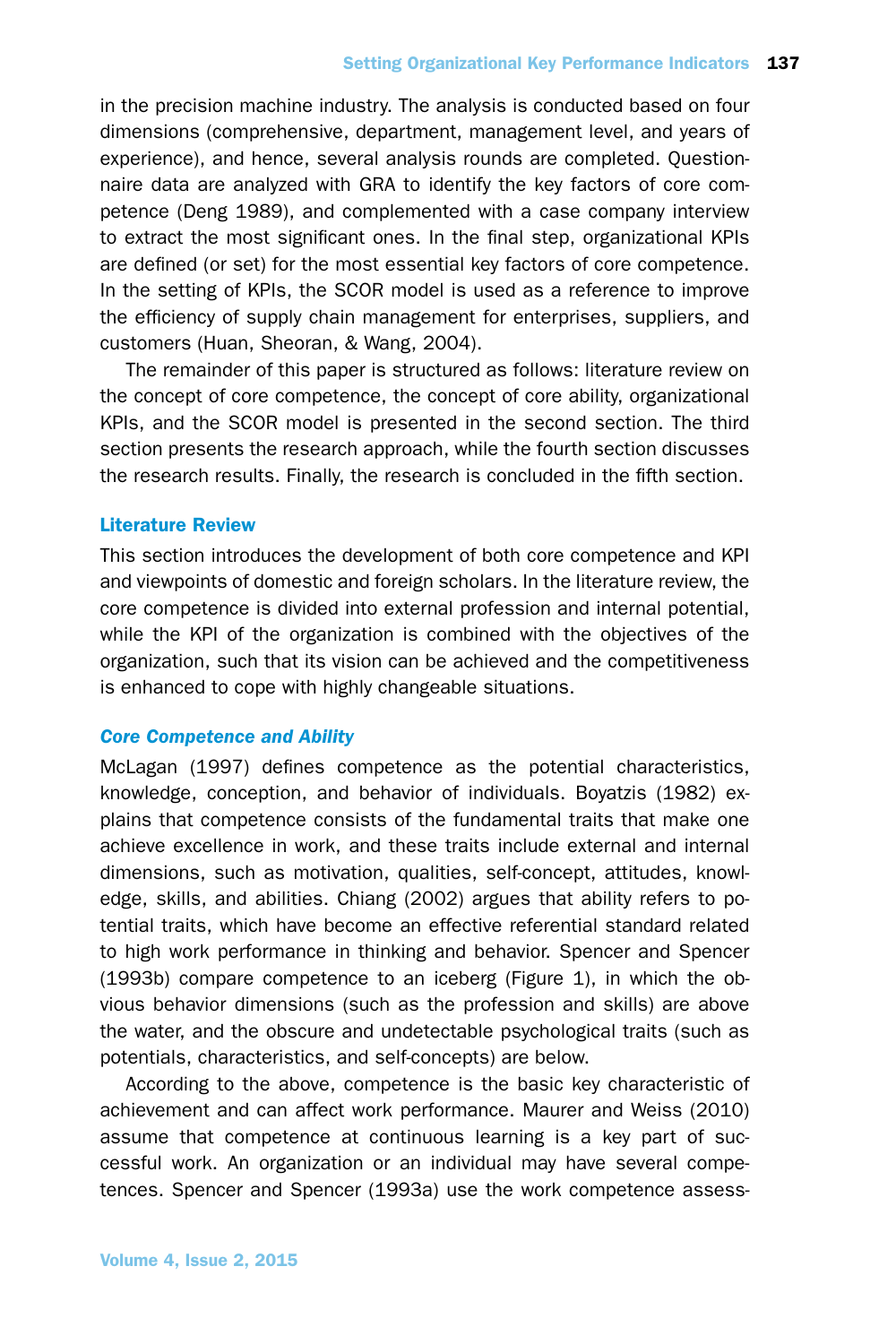in the precision machine industry. The analysis is conducted based on four dimensions (comprehensive, department, management level, and years of experience), and hence, several analysis rounds are completed. Questionnaire data are analyzed with GRA to identify the key factors of core competence (Deng 1989), and complemented with a case company interview to extract the most significant ones. In the final step, organizational KPIs are defined (or set) for the most essential key factors of core competence. In the setting of KPIs, the SCOR model is used as a reference to improve the efficiency of supply chain management for enterprises, suppliers, and customers (Huan, Sheoran, & Wang, 2004).

The remainder of this paper is structured as follows: literature review on the concept of core competence, the concept of core ability, organizational KPIs, and the SCOR model is presented in the second section. The third section presents the research approach, while the fourth section discusses the research results. Finally, the research is concluded in the fifth section.

## Literature Review

This section introduces the development of both core competence and KPI and viewpoints of domestic and foreign scholars. In the literature review, the core competence is divided into external profession and internal potential, while the KPI of the organization is combined with the objectives of the organization, such that its vision can be achieved and the competitiveness is enhanced to cope with highly changeable situations.

### *Core Competence and Ability*

McLagan (1997) defines competence as the potential characteristics, knowledge, conception, and behavior of individuals. Boyatzis (1982) explains that competence consists of the fundamental traits that make one achieve excellence in work, and these traits include external and internal dimensions, such as motivation, qualities, self-concept, attitudes, knowledge, skills, and abilities. Chiang (2002) argues that ability refers to potential traits, which have become an effective referential standard related to high work performance in thinking and behavior. Spencer and Spencer (1993b) compare competence to an iceberg (Figure 1), in which the obvious behavior dimensions (such as the profession and skills) are above the water, and the obscure and undetectable psychological traits (such as potentials, characteristics, and self-concepts) are below.

According to the above, competence is the basic key characteristic of achievement and can affect work performance. Maurer and Weiss (2010) assume that competence at continuous learning is a key part of successful work. An organization or an individual may have several competences. Spencer and Spencer (1993a) use the work competence assess-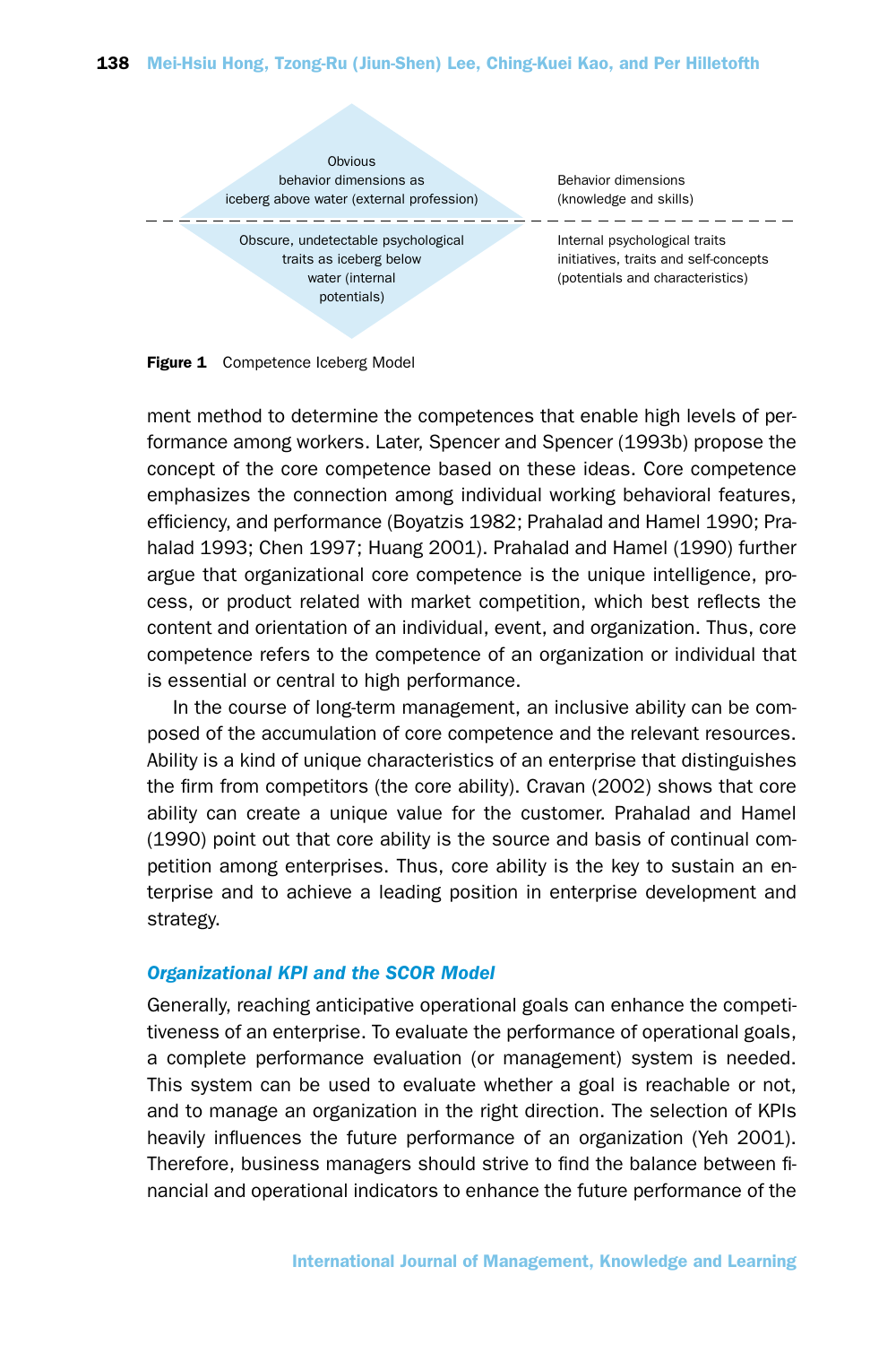Obvious behavior dimensions as iceberg above water (external profession)

Behavior dimensions (knowledge and skills)

Obscure, undetectable psychological traits as iceberg below water (internal potentials)

Internal psychological traits initiatives, traits and self-concepts (potentials and characteristics)

**Figure 1** Competence Iceberg Model

ment method to determine the competences that enable high levels of performance among workers. Later, Spencer and Spencer (1993b) propose the concept of the core competence based on these ideas. Core competence emphasizes the connection among individual working behavioral features, efficiency, and performance (Boyatzis 1982; Prahalad and Hamel 1990; Prahalad 1993; Chen 1997; Huang 2001). Prahalad and Hamel (1990) further argue that organizational core competence is the unique intelligence, process, or product related with market competition, which best reflects the content and orientation of an individual, event, and organization. Thus, core competence refers to the competence of an organization or individual that is essential or central to high performance.

In the course of long-term management, an inclusive ability can be composed of the accumulation of core competence and the relevant resources. Ability is a kind of unique characteristics of an enterprise that distinguishes the firm from competitors (the core ability). Cravan (2002) shows that core ability can create a unique value for the customer. Prahalad and Hamel (1990) point out that core ability is the source and basis of continual competition among enterprises. Thus, core ability is the key to sustain an enterprise and to achieve a leading position in enterprise development and strategy.

### *Organizational KPI and the SCOR Model*

Generally, reaching anticipative operational goals can enhance the competitiveness of an enterprise. To evaluate the performance of operational goals, a complete performance evaluation (or management) system is needed. This system can be used to evaluate whether a goal is reachable or not, and to manage an organization in the right direction. The selection of KPIs heavily influences the future performance of an organization (Yeh 2001). Therefore, business managers should strive to find the balance between financial and operational indicators to enhance the future performance of the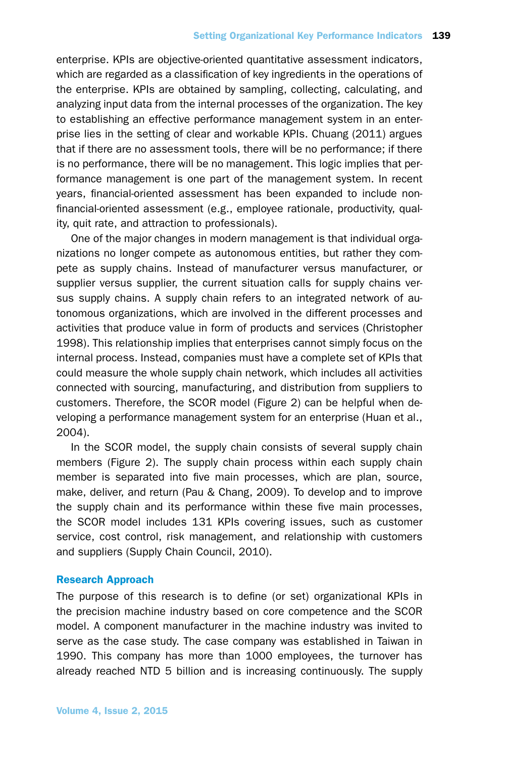enterprise. KPIs are objective-oriented quantitative assessment indicators, which are regarded as a classification of key ingredients in the operations of the enterprise. KPIs are obtained by sampling, collecting, calculating, and analyzing input data from the internal processes of the organization. The key to establishing an effective performance management system in an enterprise lies in the setting of clear and workable KPIs. Chuang (2011) argues that if there are no assessment tools, there will be no performance; if there is no performance, there will be no management. This logic implies that performance management is one part of the management system. In recent years, financial-oriented assessment has been expanded to include non-financial-oriented assessment (e.g., employee rationale, productivity, quality, quit rate, and attraction to professionals).

One of the major changes in modern management is that individual organizations no longer compete as autonomous entities, but rather they compete as supply chains. Instead of manufacturer versus manufacturer, or supplier versus supplier, the current situation calls for supply chains versus supply chains. A supply chain refers to an integrated network of autonomous organizations, which are involved in the different processes and activities that produce value in form of products and services (Christopher 1998). This relationship implies that enterprises cannot simply focus on the internal process. Instead, companies must have a complete set of KPIs that could measure the whole supply chain network, which includes all activities connected with sourcing, manufacturing, and distribution from suppliers to customers. Therefore, the SCOR model (Figure 2) can be helpful when developing a performance management system for an enterprise (Huan et al., 2004).

In the SCOR model, the supply chain consists of several supply chain members (Figure 2). The supply chain process within each supply chain member is separated into five main processes, which are plan, source, make, deliver, and return (Pau & Chang, 2009). To develop and to improve the supply chain and its performance within these five main processes, the SCOR model includes 131 KPIs covering issues, such as customer service, cost control, risk management, and relationship with customers and suppliers (Supply Chain Council, 2010).

## Research Approach

The purpose of this research is to define (or set) organizational KPIs in the precision machine industry based on core competence and the SCOR model. A component manufacturer in the machine industry was invited to serve as the case study. The case company was established in Taiwan in 1990. This company has more than 1000 employees, the turnover has already reached NTD 5 billion and is increasing continuously. The supply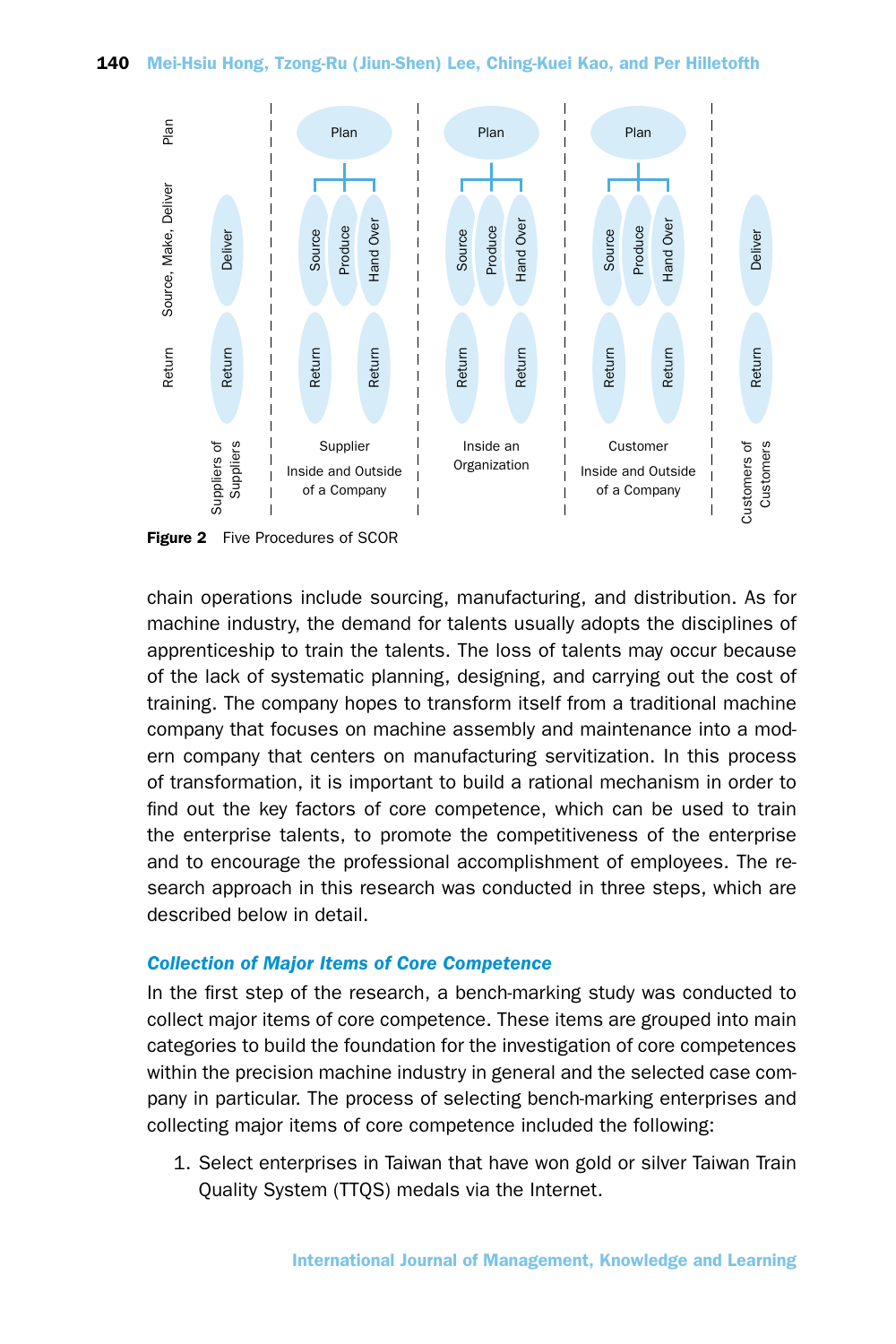Figure 2 Five Procedures of SCOR

chain operations include sourcing, manufacturing, and distribution. As for machine industry, the demand for talents usually adopts the disciplines of apprenticeship to train the talents. The loss of talents may occur because of the lack of systematic planning, designing, and carrying out the cost of training. The company hopes to transform itself from a traditional machine company that focuses on machine assembly and maintenance into a modern company that centers on manufacturing servitization. In this process of transformation, it is important to build a rational mechanism in order to find out the key factors of core competence, which can be used to train the enterprise talents, to promote the competitiveness of the enterprise and to encourage the professional accomplishment of employees. The research approach in this research was conducted in three steps, which are described below in detail.

### *Collection of Major Items of Core Competence*

In the first step of the research, a bench-marking study was conducted to collect major items of core competence. These items are grouped into main categories to build the foundation for the investigation of core competences within the precision machine industry in general and the selected case company in particular. The process of selecting bench-marking enterprises and collecting major items of core competence included the following:

1. Select enterprises in Taiwan that have won gold or silver Taiwan Train Quality System (TTQS) medals via the Internet.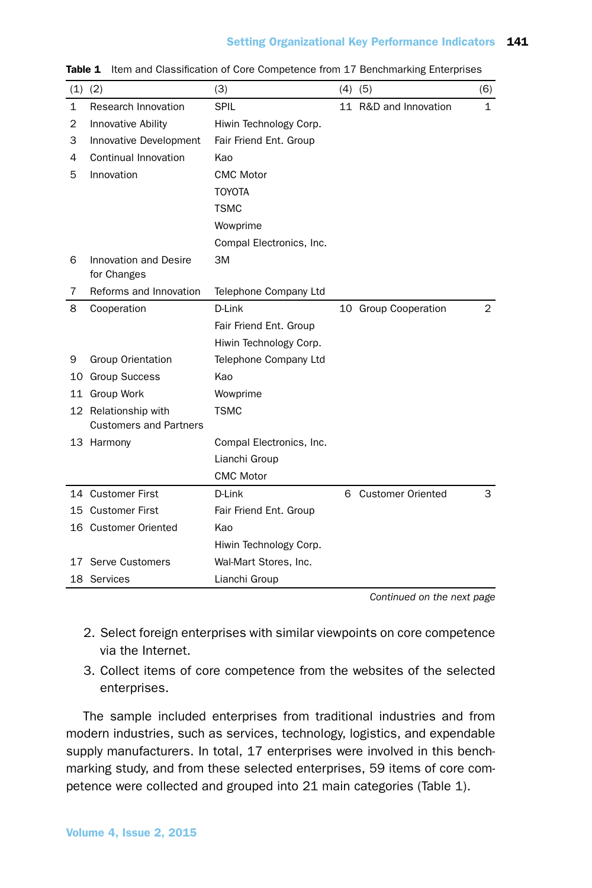**Table 1** Item and Classification of Core Competence from 17 Benchmarking Enterprises

| (1) | (2) | (3) | (4) | (5) | (6) |
|---|---|---|---|---|---|
| 1 | Research Innovation | SPIL | 11 | R&D and Innovation | 1 |
| 2 | Innovative Ability | Hiwin Technology Corp. | | | |
| 3 | Innovative Development | Fair Friend Ent. Group | | | |
| 4 | Continual Innovation | Kao | | | |
| 5 | Innovation | CMC Motor | | | |
| | | TOYOTA | | | |
| | | TSMC | | | |
| | | Wowprime | | | |
| | | Compal Electronics, Inc. | | | |
| 6 | Innovation and Desire for Changes | 3M | | | |
| 7 | Reforms and Innovation | Telephone Company Ltd | | | |
| 8 | Cooperation | D-Link | 10 | Group Cooperation | 2 |
| | | Fair Friend Ent. Group | | | |
| | | Hiwin Technology Corp. | | | |
| 9 | Group Orientation | Telephone Company Ltd | | | |
| 10 | Group Success | Kao | | | |
| 11 | Group Work | Wowprime | | | |
| 12 | Relationship with Customers and Partners | TSMC | | | |
| 13 | Harmony | Compal Electronics, Inc. | | | |
| | | Lianchi Group | | | |
| | | CMC Motor | | | |
| 14 | Customer First | D-Link | 6 | Customer Oriented | 3 |
| 15 | Customer First | Fair Friend Ent. Group | | | |
| 16 | Customer Oriented | Kao | | | |
| | | Hiwin Technology Corp. | | | |
| 17 | Serve Customers | Wal-Mart Stores, Inc. | | | |
| 18 | Services | Lianchi Group | | | |

*Continued on the next page*

2. Select foreign enterprises with similar viewpoints on core competence via the Internet.
3. Collect items of core competence from the websites of the selected enterprises.

The sample included enterprises from traditional industries and from modern industries, such as services, technology, logistics, and expendable supply manufacturers. In total, 17 enterprises were involved in this benchmarking study, and from these selected enterprises, 59 items of core competence were collected and grouped into 21 main categories (Table 1).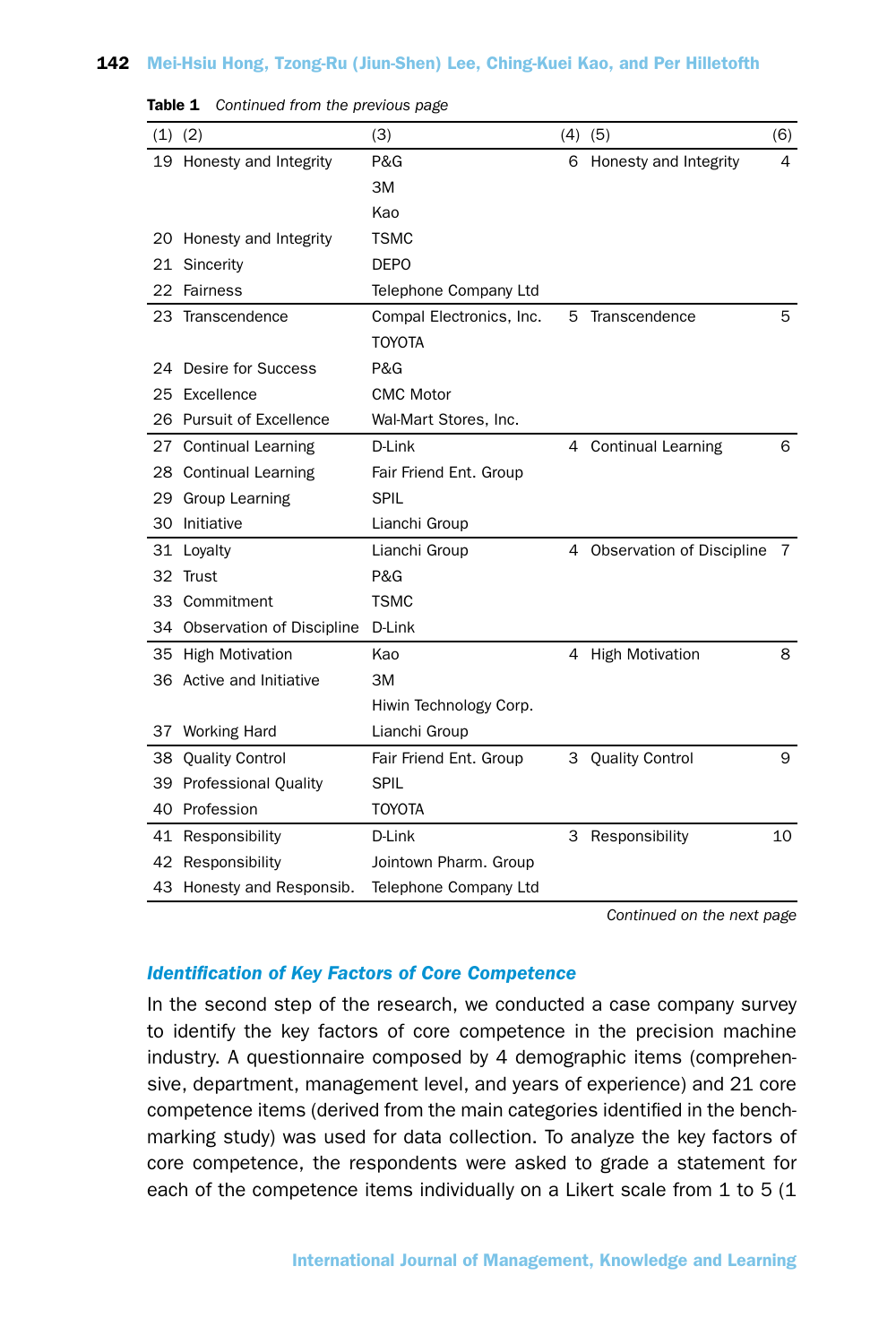**Table 1** *Continued from the previous page*

| (1) | (2) | (3) | (4) | (5) | (6) |
|---|---|---|---|---|---|
| 19 | Honesty and Integrity | P&G | 6 | Honesty and Integrity | 4 |
| | | 3M | | | |
| | | Kao | | | |
| 20 | Honesty and Integrity | TSMC | | | |
| 21 | Sincerity | DEPO | | | |
| 22 | Fairness | Telephone Company Ltd | | | |
| 23 | Transcendence | Compal Electronics, Inc. | 5 | Transcendence | 5 |
| | | TOYOTA | | | |
| 24 | Desire for Success | P&G | | | |
| 25 | Excellence | CMC Motor | | | |
| 26 | Pursuit of Excellence | Wal-Mart Stores, Inc. | | | |
| 27 | Continual Learning | D-Link | 4 | Continual Learning | 6 |
| 28 | Continual Learning | Fair Friend Ent. Group | | | |
| 29 | Group Learning | SPIL | | | |
| 30 | Initiative | Lianchi Group | | | |
| 31 | Loyalty | Lianchi Group | 4 | Observation of Discipline | 7 |
| 32 | Trust | P&G | | | |
| 33 | Commitment | TSMC | | | |
| 34 | Observation of Discipline | D-Link | | | |
| 35 | High Motivation | Kao | 4 | High Motivation | 8 |
| 36 | Active and Initiative | 3M | | | |
| | | Hiwin Technology Corp. | | | |
| 37 | Working Hard | Lianchi Group | | | |
| 38 | Quality Control | Fair Friend Ent. Group | 3 | Quality Control | 9 |
| 39 | Professional Quality | SPIL | | | |
| 40 | Profession | TOYOTA | | | |
| 41 | Responsibility | D-Link | 3 | Responsibility | 10 |
| 42 | Responsibility | Jointown Pharm. Group | | | |
| 43 | Honesty and Responsib. | Telephone Company Ltd | | | |

*Continued on the next page*

### *Identification of Key Factors of Core Competence*

In the second step of the research, we conducted a case company survey to identify the key factors of core competence in the precision machine industry. A questionnaire composed by 4 demographic items (comprehensive, department, management level, and years of experience) and 21 core competence items (derived from the main categories identified in the benchmarking study) was used for data collection. To analyze the key factors of core competence, the respondents were asked to grade a statement for each of the competence items individually on a Likert scale from 1 to 5 (1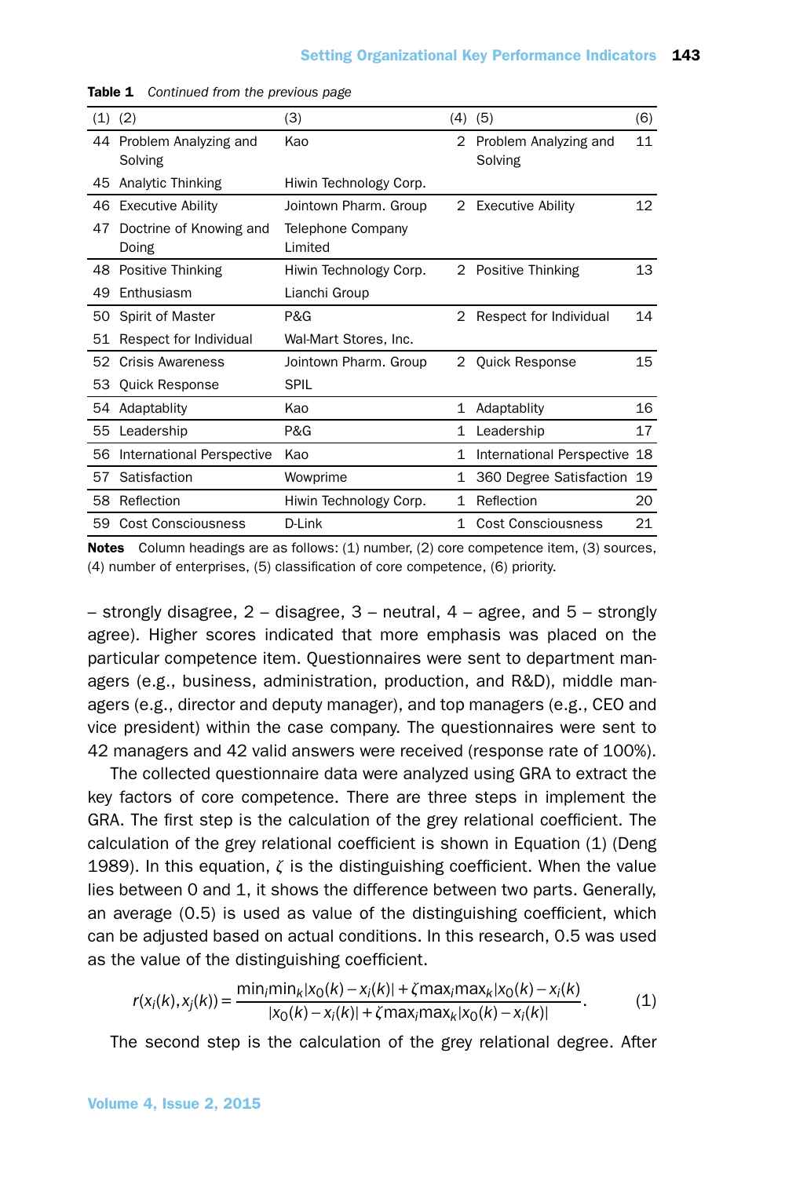**Table 1** *Continued from the previous page*

| (1) | (2) | (3) | (4) | (5) | (6) |
|---|---|---|---|---|---|
| 44 | Problem Analyzing and Solving | Kao | 2 | Problem Analyzing and Solving | 11 |
| 45 | Analytic Thinking | Hiwin Technology Corp. | | | |
| 46 | Executive Ability | Jointown Pharm. Group | 2 | Executive Ability | 12 |
| 47 | Doctrine of Knowing and Doing | Telephone Company Limited | | | |
| 48 | Positive Thinking | Hiwin Technology Corp. | 2 | Positive Thinking | 13 |
| 49 | Enthusiasm | Lianchi Group | | | |
| 50 | Spirit of Master | P&G | 2 | Respect for Individual | 14 |
| 51 | Respect for Individual | Wal-Mart Stores, Inc. | | | |
| 52 | Crisis Awareness | Jointown Pharm. Group | 2 | Quick Response | 15 |
| 53 | Quick Response | SPIL | | | |
| 54 | Adaptablity | Kao | 1 | Adaptablity | 16 |
| 55 | Leadership | P&G | 1 | Leadership | 17 |
| 56 | International Perspective | Kao | 1 | International Perspective | 18 |
| 57 | Satisfaction | Wowprime | 1 | 360 Degree Satisfaction | 19 |
| 58 | Reflection | Hiwin Technology Corp. | 1 | Reflection | 20 |
| 59 | Cost Consciousness | D-Link | 1 | Cost Consciousness | 21 |

**Notes** Column headings are as follows: (1) number, (2) core competence item, (3) sources, (4) number of enterprises, (5) classification of core competence, (6) priority.

– strongly disagree, 2 – disagree, 3 – neutral, 4 – agree, and 5 – strongly agree). Higher scores indicated that more emphasis was placed on the particular competence item. Questionnaires were sent to department managers (e.g., business, administration, production, and R&D), middle managers (e.g., director and deputy manager), and top managers (e.g., CEO and vice president) within the case company. The questionnaires were sent to 42 managers and 42 valid answers were received (response rate of 100%).

The collected questionnaire data were analyzed using GRA to extract the key factors of core competence. There are three steps in implement the GRA. The first step is the calculation of the grey relational coefficient. The calculation of the grey relational coefficient is shown in Equation (1) (Deng 1989). In this equation, $\zeta$ is the distinguishing coefficient. When the value lies between 0 and 1, it shows the difference between two parts. Generally, an average (0.5) is used as value of the distinguishing coefficient, which can be adjusted based on actual conditions. In this research, 0.5 was used as the value of the distinguishing coefficient.

$$r(x_i(k), x_j(k)) = \frac{\min_i \min_k |x_0(k) - x_i(k)| + \zeta \max_i \max_k |x_0(k) - x_i(k)}{|x_0(k) - x_i(k)| + \zeta \max_i \max_k |x_0(k) - x_i(k)|}. \tag{1}$$

The second step is the calculation of the grey relational degree. After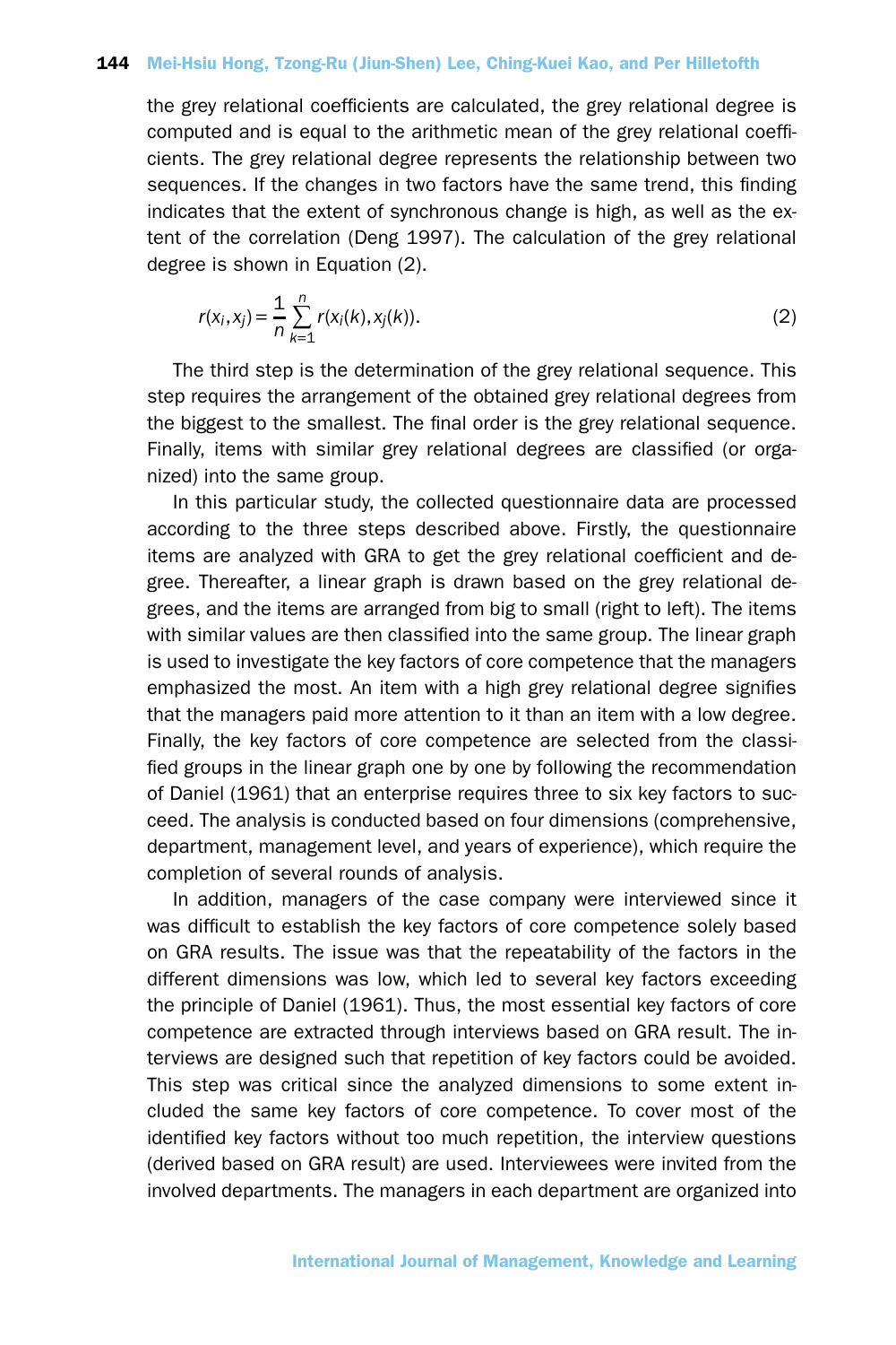the grey relational coefficients are calculated, the grey relational degree is computed and is equal to the arithmetic mean of the grey relational coefficients. The grey relational degree represents the relationship between two sequences. If the changes in two factors have the same trend, this finding indicates that the extent of synchronous change is high, as well as the extent of the correlation (Deng 1997). The calculation of the grey relational degree is shown in Equation (2).

$$r(x_i, x_j) = \frac{1}{n} \sum_{k=1}^{n} r(x_i(k), x_j(k)). \tag{2}$$

The third step is the determination of the grey relational sequence. This step requires the arrangement of the obtained grey relational degrees from the biggest to the smallest. The final order is the grey relational sequence. Finally, items with similar grey relational degrees are classified (or organized) into the same group.

In this particular study, the collected questionnaire data are processed according to the three steps described above. Firstly, the questionnaire items are analyzed with GRA to get the grey relational coefficient and degree. Thereafter, a linear graph is drawn based on the grey relational degrees, and the items are arranged from big to small (right to left). The items with similar values are then classified into the same group. The linear graph is used to investigate the key factors of core competence that the managers emphasized the most. An item with a high grey relational degree signifies that the managers paid more attention to it than an item with a low degree. Finally, the key factors of core competence are selected from the classified groups in the linear graph one by one by following the recommendation of Daniel (1961) that an enterprise requires three to six key factors to succeed. The analysis is conducted based on four dimensions (comprehensive, department, management level, and years of experience), which require the completion of several rounds of analysis.

In addition, managers of the case company were interviewed since it was difficult to establish the key factors of core competence solely based on GRA results. The issue was that the repeatability of the factors in the different dimensions was low, which led to several key factors exceeding the principle of Daniel (1961). Thus, the most essential key factors of core competence are extracted through interviews based on GRA result. The interviews are designed such that repetition of key factors could be avoided. This step was critical since the analyzed dimensions to some extent included the same key factors of core competence. To cover most of the identified key factors without too much repetition, the interview questions (derived based on GRA result) are used. Interviewees were invited from the involved departments. The managers in each department are organized into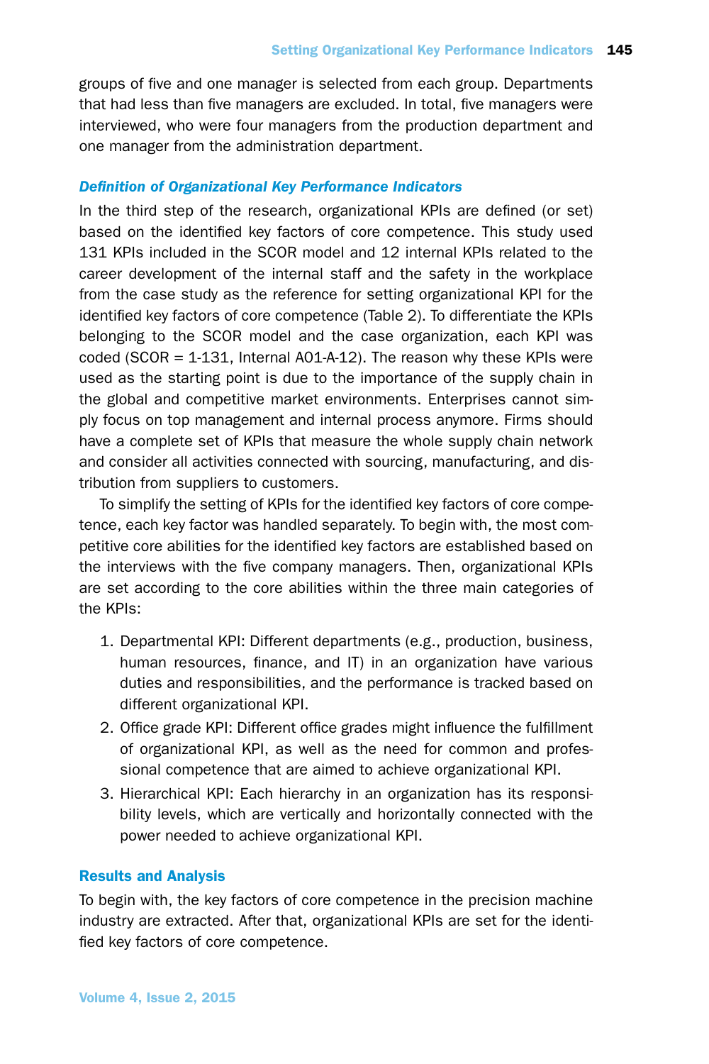groups of five and one manager is selected from each group. Departments that had less than five managers are excluded. In total, five managers were interviewed, who were four managers from the production department and one manager from the administration department.

### *Definition of Organizational Key Performance Indicators*

In the third step of the research, organizational KPIs are defined (or set) based on the identified key factors of core competence. This study used 131 KPIs included in the SCOR model and 12 internal KPIs related to the career development of the internal staff and the safety in the workplace from the case study as the reference for setting organizational KPI for the identified key factors of core competence (Table 2). To differentiate the KPIs belonging to the SCOR model and the case organization, each KPI was coded (SCOR = 1-131, Internal A01-A-12). The reason why these KPIs were used as the starting point is due to the importance of the supply chain in the global and competitive market environments. Enterprises cannot simply focus on top management and internal process anymore. Firms should have a complete set of KPIs that measure the whole supply chain network and consider all activities connected with sourcing, manufacturing, and distribution from suppliers to customers.

To simplify the setting of KPIs for the identified key factors of core competence, each key factor was handled separately. To begin with, the most competitive core abilities for the identified key factors are established based on the interviews with the five company managers. Then, organizational KPIs are set according to the core abilities within the three main categories of the KPIs:

1. Departmental KPI: Different departments (e.g., production, business, human resources, finance, and IT) in an organization have various duties and responsibilities, and the performance is tracked based on different organizational KPI.
2. Office grade KPI: Different office grades might influence the fulfillment of organizational KPI, as well as the need for common and professional competence that are aimed to achieve organizational KPI.
3. Hierarchical KPI: Each hierarchy in an organization has its responsibility levels, which are vertically and horizontally connected with the power needed to achieve organizational KPI.

## Results and Analysis

To begin with, the key factors of core competence in the precision machine industry are extracted. After that, organizational KPIs are set for the identified key factors of core competence.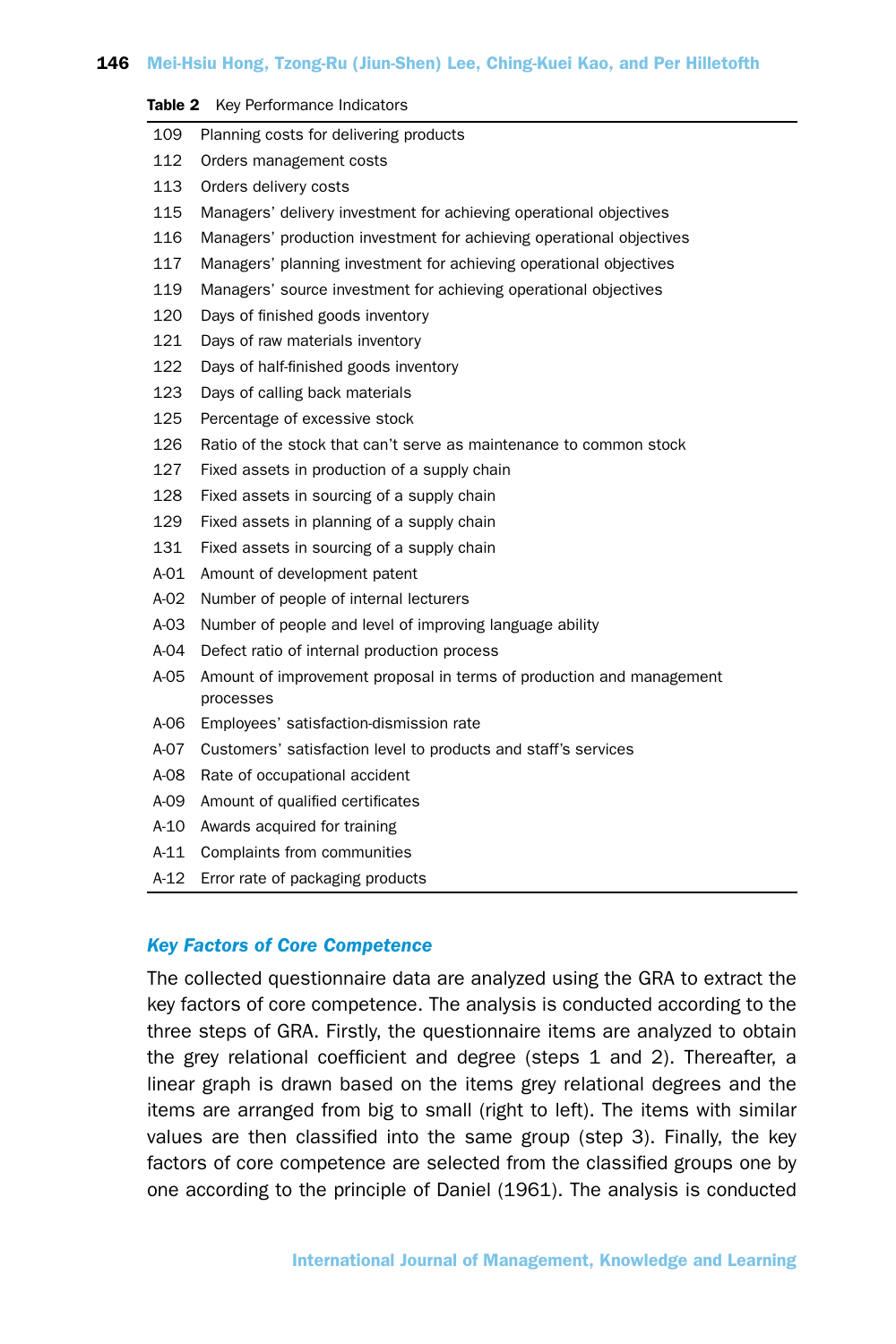**Table 2** Key Performance Indicators

| | |
|---|---|
| 109 | Planning costs for delivering products |
| 112 | Orders management costs |
| 113 | Orders delivery costs |
| 115 | Managers' delivery investment for achieving operational objectives |
| 116 | Managers' production investment for achieving operational objectives |
| 117 | Managers' planning investment for achieving operational objectives |
| 119 | Managers' source investment for achieving operational objectives |
| 120 | Days of finished goods inventory |
| 121 | Days of raw materials inventory |
| 122 | Days of half-finished goods inventory |
| 123 | Days of calling back materials |
| 125 | Percentage of excessive stock |
| 126 | Ratio of the stock that can't serve as maintenance to common stock |
| 127 | Fixed assets in production of a supply chain |
| 128 | Fixed assets in sourcing of a supply chain |
| 129 | Fixed assets in planning of a supply chain |
| 131 | Fixed assets in sourcing of a supply chain |
| A-01 | Amount of development patent |
| A-02 | Number of people of internal lecturers |
| A-03 | Number of people and level of improving language ability |
| A-04 | Defect ratio of internal production process |
| A-05 | Amount of improvement proposal in terms of production and management processes |
| A-06 | Employees' satisfaction-dismission rate |
| A-07 | Customers' satisfaction level to products and staff's services |
| A-08 | Rate of occupational accident |
| A-09 | Amount of qualified certificates |
| A-10 | Awards acquired for training |
| A-11 | Complaints from communities |
| A-12 | Error rate of packaging products |

### *Key Factors of Core Competence*

The collected questionnaire data are analyzed using the GRA to extract the key factors of core competence. The analysis is conducted according to the three steps of GRA. Firstly, the questionnaire items are analyzed to obtain the grey relational coefficient and degree (steps 1 and 2). Thereafter, a linear graph is drawn based on the items grey relational degrees and the items are arranged from big to small (right to left). The items with similar values are then classified into the same group (step 3). Finally, the key factors of core competence are selected from the classified groups one by one according to the principle of Daniel (1961). The analysis is conducted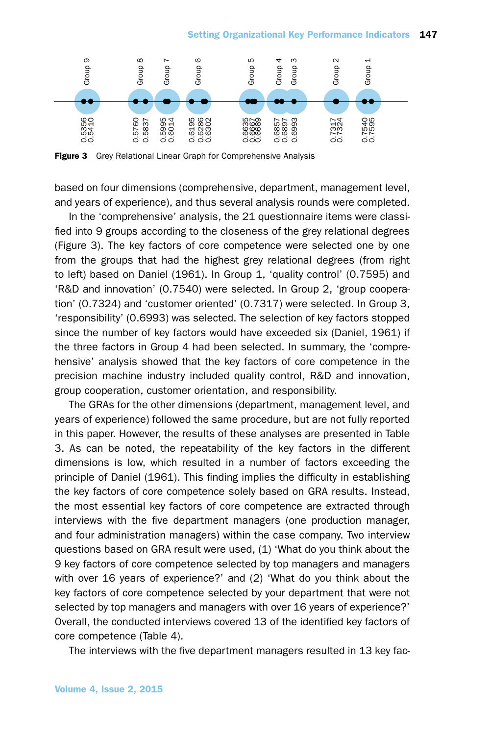Figure 3 Grey Relational Linear Graph for Comprehensive Analysis

based on four dimensions (comprehensive, department, management level, and years of experience), and thus several analysis rounds were completed.

In the 'comprehensive' analysis, the 21 questionnaire items were classified into 9 groups according to the closeness of the grey relational degrees (Figure 3). The key factors of core competence were selected one by one from the groups that had the highest grey relational degrees (from right to left) based on Daniel (1961). In Group 1, 'quality control' (0.7595) and 'R&D and innovation' (0.7540) were selected. In Group 2, 'group cooperation' (0.7324) and 'customer oriented' (0.7317) were selected. In Group 3, 'responsibility' (0.6993) was selected. The selection of key factors stopped since the number of key factors would have exceeded six (Daniel, 1961) if the three factors in Group 4 had been selected. In summary, the 'comprehensive' analysis showed that the key factors of core competence in the precision machine industry included quality control, R&D and innovation, group cooperation, customer orientation, and responsibility.

The GRAs for the other dimensions (department, management level, and years of experience) followed the same procedure, but are not fully reported in this paper. However, the results of these analyses are presented in Table 3. As can be noted, the repeatability of the key factors in the different dimensions is low, which resulted in a number of factors exceeding the principle of Daniel (1961). This finding implies the difficulty in establishing the key factors of core competence solely based on GRA results. Instead, the most essential key factors of core competence are extracted through interviews with the five department managers (one production manager, and four administration managers) within the case company. Two interview questions based on GRA result were used, (1) 'What do you think about the 9 key factors of core competence selected by top managers and managers with over 16 years of experience?' and (2) 'What do you think about the key factors of core competence selected by your department that were not selected by top managers and managers with over 16 years of experience?' Overall, the conducted interviews covered 13 of the identified key factors of core competence (Table 4).

The interviews with the five department managers resulted in 13 key fac-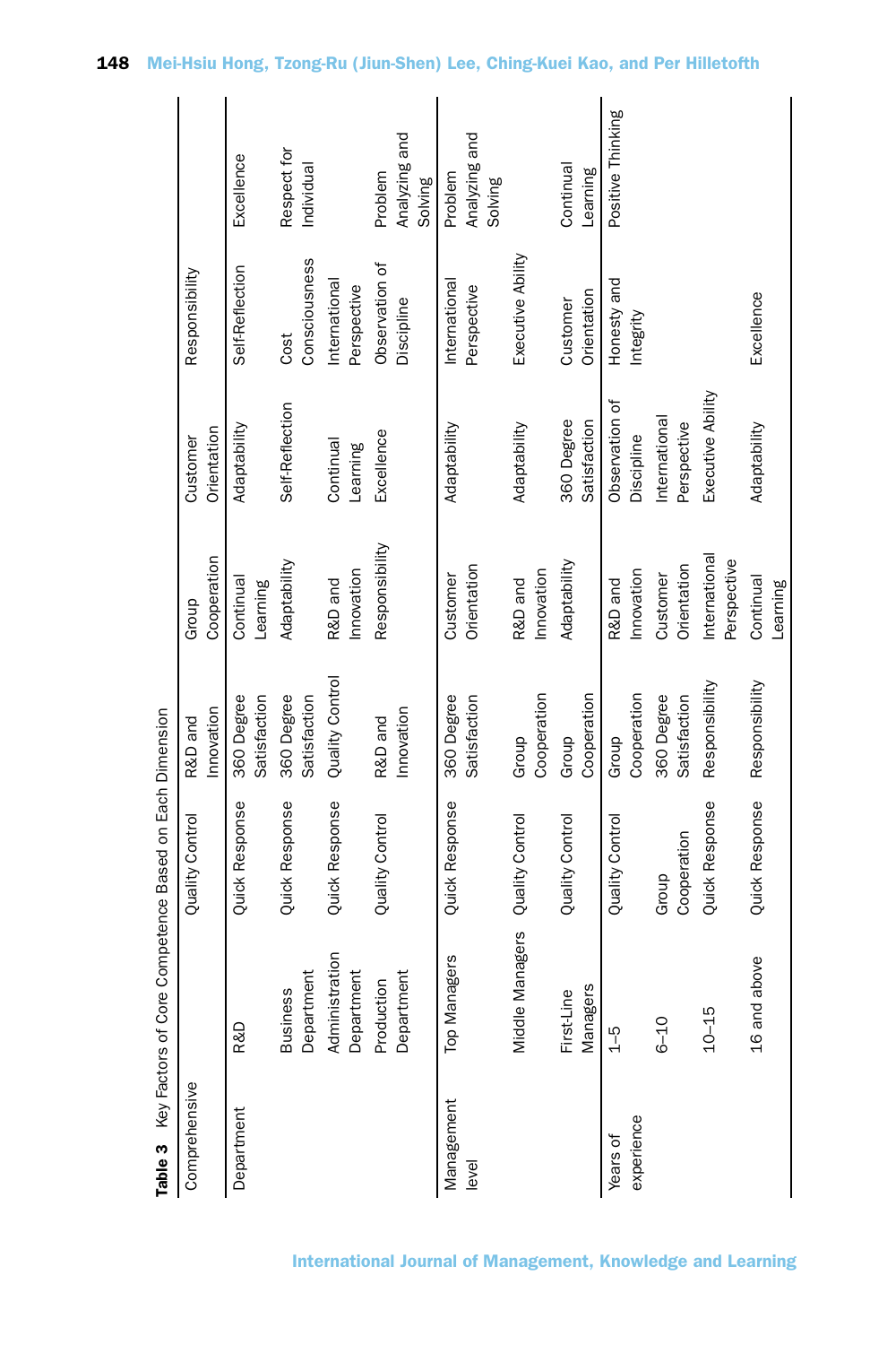**Table 3** Key Factors of Core Competence Based on Each Dimension

| Comprehensive | | Quality Control | R&D and Innovation | Group Cooperation | Customer Orientation | Responsibility | |
|---|---|---|---|---|---|---|---|
| Department | R&D | Quick Response | 360 Degree Satisfaction | Continual Learning | Adaptability | Self-Reflection | Excellence |
| | Business Department | Quick Response | 360 Degree Satisfaction | Adaptability | Self-Reflection | Cost Consciousness | Respect for Individual |
| | Administration Department | Quick Response | Quality Control | R&D and Innovation | Continual Learning | International Perspective | |
| | Production Department | Quality Control | R&D and Innovation | Responsibility | Excellence | Observation of Discipline | Problem Analyzing and Solving |
| Management level | Top Managers | Quick Response | 360 Degree Satisfaction | Customer Orientation | Adaptability | International Perspective | Problem Analyzing and Solving |
| | Middle Managers | Quality Control | Group Cooperation | R&D and Innovation | Adaptability | Executive Ability | |
| | First-Line Managers | Quality Control | Group Cooperation | Adaptability | 360 Degree Satisfaction | Customer Orientation | Continual Learning |
| Years of experience | 1–5 | Quality Control | Group Cooperation | R&D and Innovation | Observation of Discipline | Honesty and Integrity | Positive Thinking |
| | 6–10 | Group Cooperation | 360 Degree Satisfaction | Customer Orientation | International Perspective | | |
| | 10–15 | Quick Response | Responsibility | International Perspective | Executive Ability | | |
| | 16 and above | Quick Response | Responsibility | Continual Learning | Adaptability | Excellence | |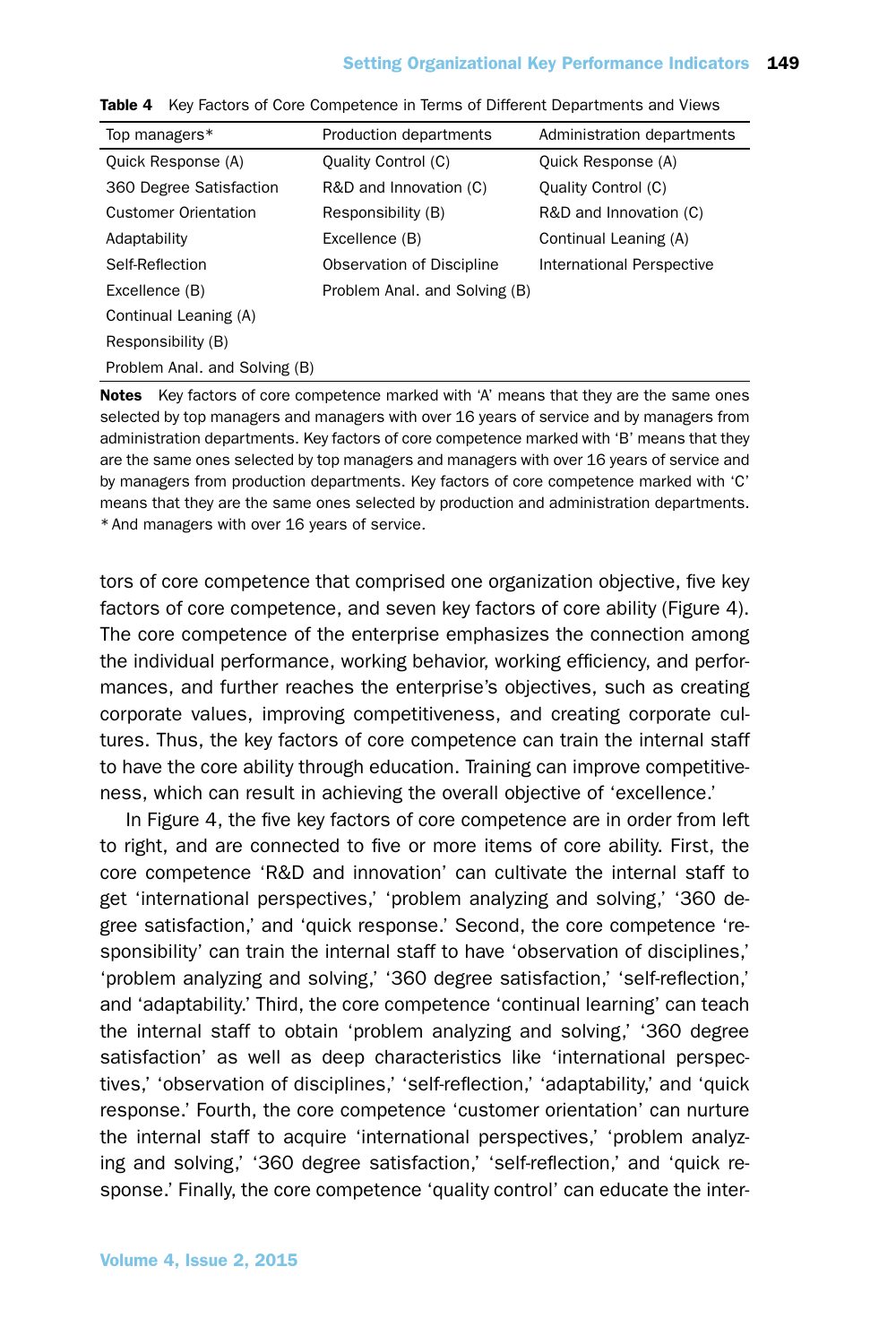**Table 4** Key Factors of Core Competence in Terms of Different Departments and Views

| Top managers* | Production departments | Administration departments |
|---|---|---|
| Quick Response (A) | Quality Control (C) | Quick Response (A) |
| 360 Degree Satisfaction | R&D and Innovation (C) | Quality Control (C) |
| Customer Orientation | Responsibility (B) | R&D and Innovation (C) |
| Adaptability | Excellence (B) | Continual Leaning (A) |
| Self-Reflection | Observation of Discipline | International Perspective |
| Excellence (B) | Problem Anal. and Solving (B) | |
| Continual Leaning (A) | | |
| Responsibility (B) | | |
| Problem Anal. and Solving (B) | | |

**Notes** Key factors of core competence marked with 'A' means that they are the same ones selected by top managers and managers with over 16 years of service and by managers from administration departments. Key factors of core competence marked with 'B' means that they are the same ones selected by top managers and managers with over 16 years of service and by managers from production departments. Key factors of core competence marked with 'C' means that they are the same ones selected by production and administration departments. * And managers with over 16 years of service.

tors of core competence that comprised one organization objective, five key factors of core competence, and seven key factors of core ability (Figure 4). The core competence of the enterprise emphasizes the connection among the individual performance, working behavior, working efficiency, and performances, and further reaches the enterprise's objectives, such as creating corporate values, improving competitiveness, and creating corporate cultures. Thus, the key factors of core competence can train the internal staff to have the core ability through education. Training can improve competitiveness, which can result in achieving the overall objective of 'excellence.'

In Figure 4, the five key factors of core competence are in order from left to right, and are connected to five or more items of core ability. First, the core competence 'R&D and innovation' can cultivate the internal staff to get 'international perspectives,' 'problem analyzing and solving,' '360 degree satisfaction,' and 'quick response.' Second, the core competence 'responsibility' can train the internal staff to have 'observation of disciplines,' 'problem analyzing and solving,' '360 degree satisfaction,' 'self-reflection,' and 'adaptability.' Third, the core competence 'continual learning' can teach the internal staff to obtain 'problem analyzing and solving,' '360 degree satisfaction' as well as deep characteristics like 'international perspectives,' 'observation of disciplines,' 'self-reflection,' 'adaptability,' and 'quick response.' Fourth, the core competence 'customer orientation' can nurture the internal staff to acquire 'international perspectives,' 'problem analyzing and solving,' '360 degree satisfaction,' 'self-reflection,' and 'quick response.' Finally, the core competence 'quality control' can educate the inter-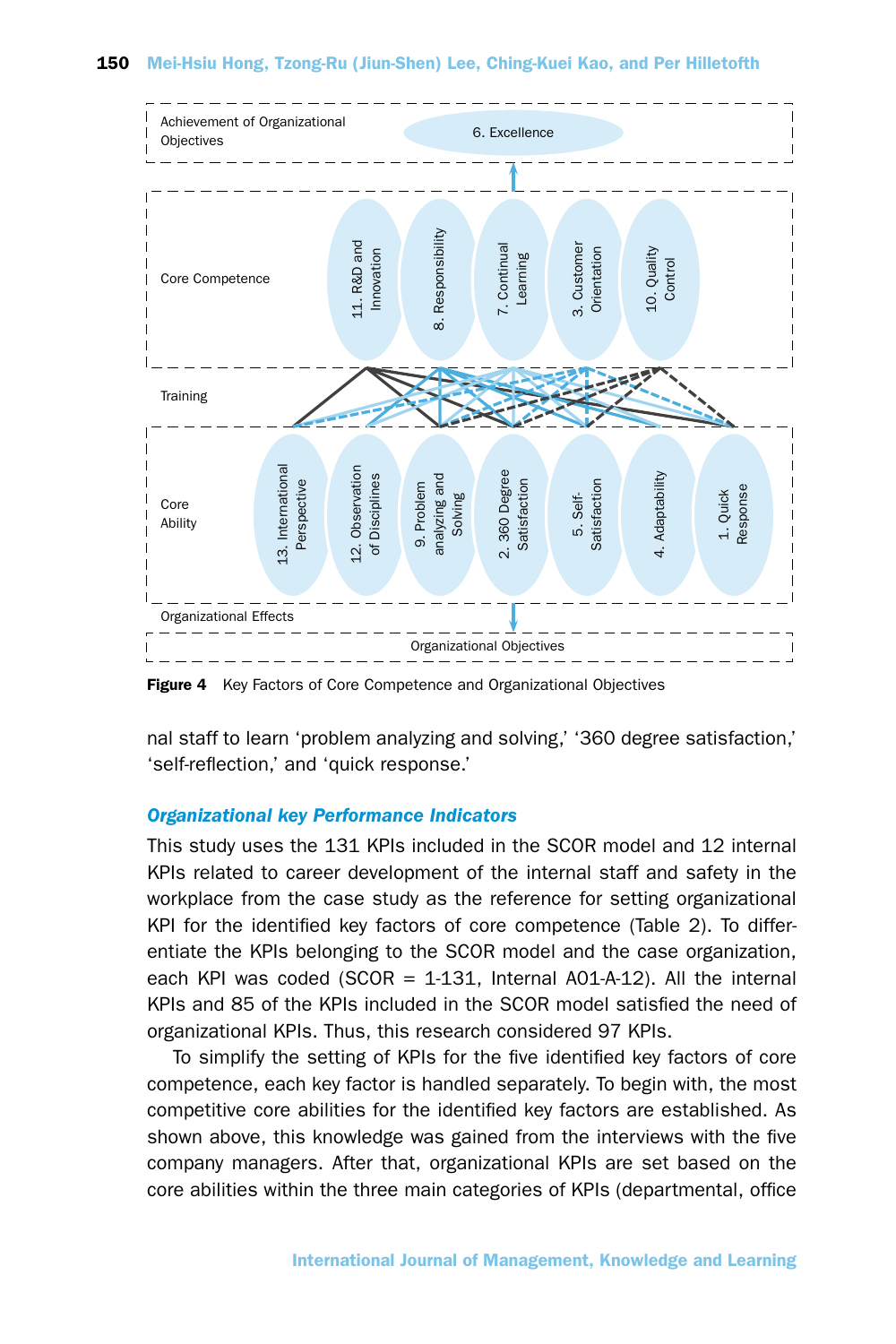Figure 4 Key Factors of Core Competence and Organizational Objectives

nal staff to learn 'problem analyzing and solving,' '360 degree satisfaction,' 'self-reflection,' and 'quick response.'

### *Organizational key Performance Indicators*

This study uses the 131 KPIs included in the SCOR model and 12 internal KPIs related to career development of the internal staff and safety in the workplace from the case study as the reference for setting organizational KPI for the identified key factors of core competence (Table 2). To differentiate the KPIs belonging to the SCOR model and the case organization, each KPI was coded (SCOR = 1-131, Internal A01-A-12). All the internal KPIs and 85 of the KPIs included in the SCOR model satisfied the need of organizational KPIs. Thus, this research considered 97 KPIs.

To simplify the setting of KPIs for the five identified key factors of core competence, each key factor is handled separately. To begin with, the most competitive core abilities for the identified key factors are established. As shown above, this knowledge was gained from the interviews with the five company managers. After that, organizational KPIs are set based on the core abilities within the three main categories of KPIs (departmental, office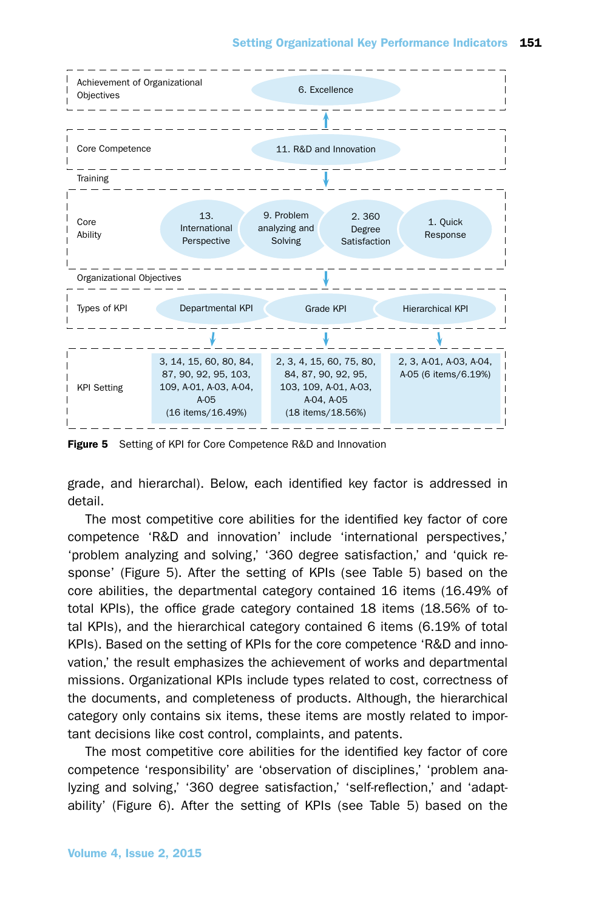Achievement of Organizational Objectives: 6. Excellence

Core Competence: 11. R&D and Innovation

Training

Core Ability: 13. International Perspective; 9. Problem analyzing and Solving; 2. 360 Degree Satisfaction; 1. Quick Response

Organizational Objectives

| Types of KPI | Departmental KPI | Grade KPI | Hierarchical KPI |
|---|---|---|---|
| KPI Setting | 3, 14, 15, 60, 80, 84, 87, 90, 92, 95, 103, 109, A-01, A-03, A-04, A-05 (16 items/16.49%) | 2, 3, 4, 15, 60, 75, 80, 84, 87, 90, 92, 95, 103, 109, A-01, A-03, A-04, A-05 (18 items/18.56%) | 2, 3, A-01, A-03, A-04, A-05 (6 items/6.19%) |

**Figure 5** Setting of KPI for Core Competence R&D and Innovation

grade, and hierarchal). Below, each identified key factor is addressed in detail.

The most competitive core abilities for the identified key factor of core competence 'R&D and innovation' include 'international perspectives,' 'problem analyzing and solving,' '360 degree satisfaction,' and 'quick response' (Figure 5). After the setting of KPIs (see Table 5) based on the core abilities, the departmental category contained 16 items (16.49% of total KPIs), the office grade category contained 18 items (18.56% of total KPIs), and the hierarchical category contained 6 items (6.19% of total KPIs). Based on the setting of KPIs for the core competence 'R&D and innovation,' the result emphasizes the achievement of works and departmental missions. Organizational KPIs include types related to cost, correctness of the documents, and completeness of products. Although, the hierarchical category only contains six items, these items are mostly related to important decisions like cost control, complaints, and patents.

The most competitive core abilities for the identified key factor of core competence 'responsibility' are 'observation of disciplines,' 'problem analyzing and solving,' '360 degree satisfaction,' 'self-reflection,' and 'adaptability' (Figure 6). After the setting of KPIs (see Table 5) based on the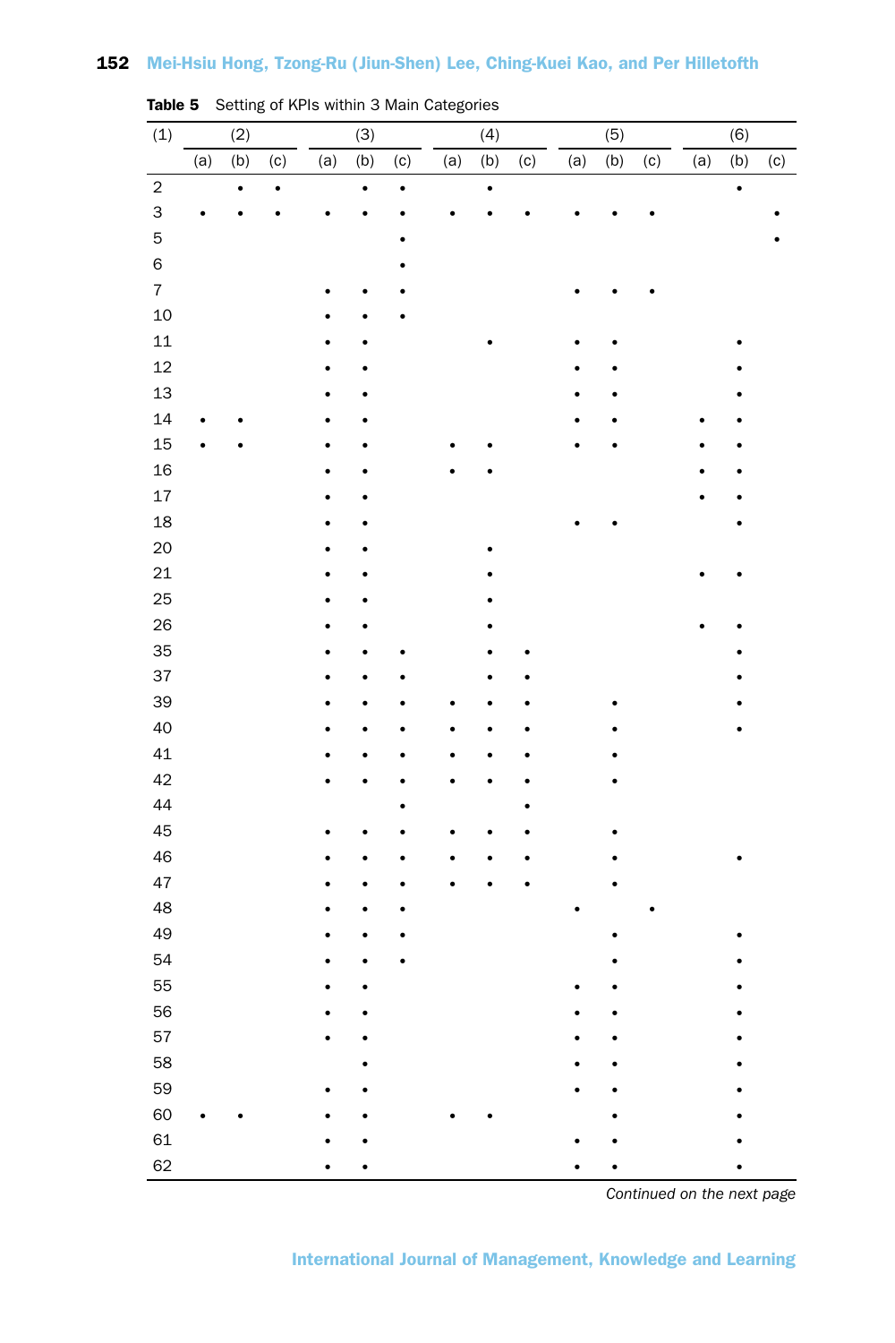**Table 5** Setting of KPIs within 3 Main Categories

| (1) | (2) | | | (3) | | | (4) | | | (5) | | | (6) | | |
|---|---|---|---|---|---|---|---|---|---|---|---|---|---|---|---|
| | (a) | (b) | (c) | (a) | (b) | (c) | (a) | (b) | (c) | (a) | (b) | (c) | (a) | (b) | (c) |
| 2 | | • | • | | • | • | | • | | | | | | • | |
| 3 | • | • | • | • | • | • | • | • | • | • | • | • | | | • |
| 5 | | | | | | • | | | | | | | | | • |
| 6 | | | | | | • | | | | | | | | | |
| 7 | | | | • | • | • | | | | • | • | • | | | |
| 10 | | | | • | • | • | | | | | | | | | |
| 11 | | | | • | • | | | • | | • | • | | | • | |
| 12 | | | | • | • | | | | | • | • | | | • | |
| 13 | | | | • | • | | | | | • | • | | | • | |
| 14 | • | • | | • | • | | | | | • | • | | • | • | |
| 15 | • | • | | • | • | | • | • | | • | • | | • | • | |
| 16 | | | | • | • | | • | • | | | | | • | • | |
| 17 | | | | • | • | | | | | | | | • | • | |
| 18 | | | | • | • | | | | | • | • | | | • | |
| 20 | | | | • | • | | | • | | | | | | | |
| 21 | | | | • | • | | | • | | | | | • | • | |
| 25 | | | | • | • | | | • | | | | | | | |
| 26 | | | | • | • | | | • | | | | | • | • | |
| 35 | | | | • | • | • | | • | • | | | | | • | |
| 37 | | | | • | • | • | | • | • | | | | | • | |
| 39 | | | | • | • | • | • | • | • | | • | | | • | |
| 40 | | | | • | • | • | • | • | • | | • | | | • | |
| 41 | | | | • | • | • | • | • | • | | • | | | | |
| 42 | | | | • | • | • | • | • | • | | • | | | | |
| 44 | | | | | | • | | | • | | | | | | |
| 45 | | | | • | • | • | • | • | • | | • | | | | |
| 46 | | | | • | • | • | • | • | • | | • | | | • | |
| 47 | | | | • | • | • | • | • | • | | • | | | | |
| 48 | | | | • | • | • | | | | • | | • | | | |
| 49 | | | | • | • | • | | | | | • | | | • | |
| 54 | | | | • | • | • | | | | | • | | | • | |
| 55 | | | | • | • | | | | | • | • | | | • | |
| 56 | | | | • | • | | | | | • | • | | | • | |
| 57 | | | | • | • | | | | | • | • | | | • | |
| 58 | | | | | • | | | | | • | • | | | • | |
| 59 | | | | • | • | | | | | • | • | | | • | |
| 60 | • | • | | • | • | | • | • | | | • | | | • | |
| 61 | | | | • | • | | | | | • | • | | | • | |
| 62 | | | | • | • | | | | | • | • | | | • | |

*Continued on the next page*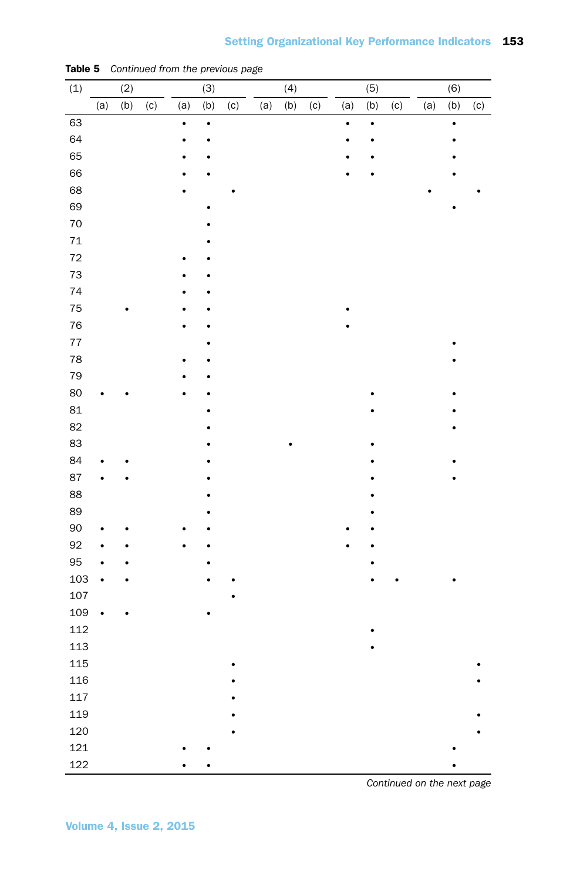**Table 5** *Continued from the previous page*

| (1) | (2) | | | (3) | | | (4) | | | (5) | | | (6) | | |
|---|---|---|---|---|---|---|---|---|---|---|---|---|---|---|---|
| | (a) | (b) | (c) | (a) | (b) | (c) | (a) | (b) | (c) | (a) | (b) | (c) | (a) | (b) | (c) |
| 63 | | | | • | • | | | | | • | • | | | • | |
| 64 | | | | • | • | | | | | • | • | | | • | |
| 65 | | | | • | • | | | | | • | • | | | • | |
| 66 | | | | • | • | | | | | • | • | | | • | |
| 68 | | | | • | | • | | | | | | | • | | • |
| 69 | | | | | • | | | | | | | | | • | |
| 70 | | | | | • | | | | | | | | | | |
| 71 | | | | | • | | | | | | | | | | |
| 72 | | | | • | • | | | | | | | | | | |
| 73 | | | | • | • | | | | | | | | | | |
| 74 | | | | • | • | | | | | | | | | | |
| 75 | | • | | • | • | | | | | • | | | | | |
| 76 | | | | • | • | | | | | • | | | | | |
| 77 | | | | | • | | | | | | | | | • | |
| 78 | | | | • | • | | | | | | | | | • | |
| 79 | | | | • | • | | | | | | | | | | |
| 80 | • | • | | • | • | | | | | | • | | | • | |
| 81 | | | | | • | | | | | | • | | | • | |
| 82 | | | | | • | | | | | | | | | • | |
| 83 | | | | | • | | | • | | | • | | | | |
| 84 | • | • | | | • | | | | | | • | | | • | |
| 87 | • | • | | | • | | | | | | • | | | • | |
| 88 | | | | | • | | | | | | • | | | | |
| 89 | | | | | • | | | | | | • | | | | |
| 90 | • | • | | • | • | | | | | • | • | | | | |
| 92 | • | • | | • | • | | | | | • | • | | | | |
| 95 | • | • | | | • | | | | | | • | | | | |
| 103 | • | • | | | • | • | | | | | • | • | | • | |
| 107 | | | | | | • | | | | | | | | | |
| 109 | • | • | | | • | | | | | | | | | | |
| 112 | | | | | | | | | | | • | | | | |
| 113 | | | | | | | | | | | • | | | | |
| 115 | | | | | | • | | | | | | | | | • |
| 116 | | | | | | • | | | | | | | | | • |
| 117 | | | | | | • | | | | | | | | | |
| 119 | | | | | | • | | | | | | | | | • |
| 120 | | | | | | • | | | | | | | | | • |
| 121 | | | | • | • | | | | | | | | | • | |
| 122 | | | | • | • | | | | | | | | | • | |

*Continued on the next page*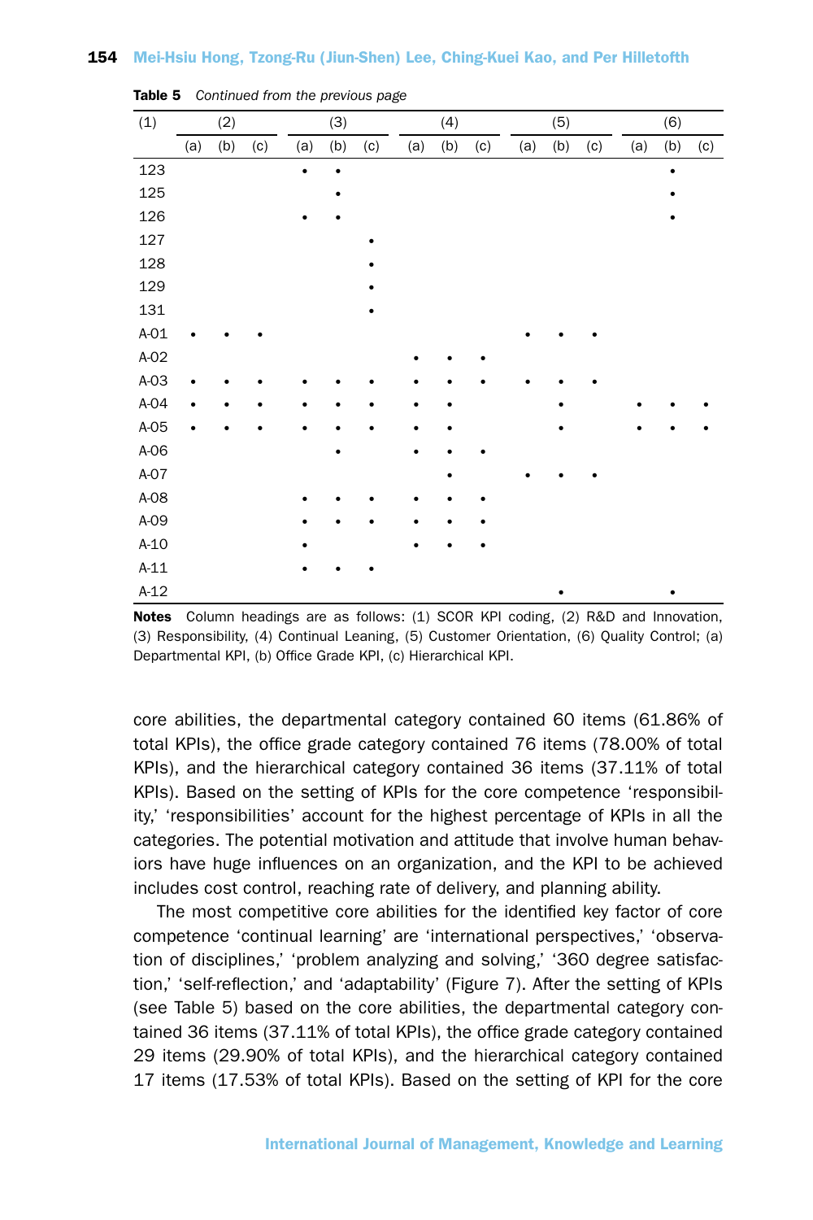**Table 5** *Continued from the previous page*

| (1) | (2) | | | (3) | | | (4) | | | (5) | | | (6) | | |
|---|---|---|---|---|---|---|---|---|---|---|---|---|---|---|---|
| | (a) | (b) | (c) | (a) | (b) | (c) | (a) | (b) | (c) | (a) | (b) | (c) | (a) | (b) | (c) |
| 123 | | | | • | • | | | | | | | | | • | |
| 125 | | | | | • | | | | | | | | | • | |
| 126 | | | | • | • | | | | | | | | | • | |
| 127 | | | | | | • | | | | | | | | | |
| 128 | | | | | | • | | | | | | | | | |
| 129 | | | | | | • | | | | | | | | | |
| 131 | | | | | | • | | | | | | | | | |
| A-01 | • | • | • | | | | | | | • | • | • | | | |
| A-02 | | | | | | | • | • | • | | | | | | |
| A-03 | • | • | • | • | • | • | • | • | • | • | • | • | | | |
| A-04 | • | • | • | • | • | • | • | • | | | • | | • | • | • |
| A-05 | • | • | • | • | • | • | • | • | | | • | | • | • | • |
| A-06 | | | | | • | | • | • | • | | | | | | |
| A-07 | | | | | | | | • | | • | • | • | | | |
| A-08 | | | | • | • | • | • | • | • | | | | | | |
| A-09 | | | | • | • | • | • | • | • | | | | | | |
| A-10 | | | | • | | | • | • | • | | | | | | |
| A-11 | | | | • | • | • | | | | | | | | | |
| A-12 | | | | | | | | | | | • | | | • | |

**Notes** Column headings are as follows: (1) SCOR KPI coding, (2) R&D and Innovation, (3) Responsibility, (4) Continual Leaning, (5) Customer Orientation, (6) Quality Control; (a) Departmental KPI, (b) Office Grade KPI, (c) Hierarchical KPI.

core abilities, the departmental category contained 60 items (61.86% of total KPIs), the office grade category contained 76 items (78.00% of total KPIs), and the hierarchical category contained 36 items (37.11% of total KPIs). Based on the setting of KPIs for the core competence 'responsibility,' 'responsibilities' account for the highest percentage of KPIs in all the categories. The potential motivation and attitude that involve human behaviors have huge influences on an organization, and the KPI to be achieved includes cost control, reaching rate of delivery, and planning ability.

The most competitive core abilities for the identified key factor of core competence 'continual learning' are 'international perspectives,' 'observation of disciplines,' 'problem analyzing and solving,' '360 degree satisfaction,' 'self-reflection,' and 'adaptability' (Figure 7). After the setting of KPIs (see Table 5) based on the core abilities, the departmental category contained 36 items (37.11% of total KPIs), the office grade category contained 29 items (29.90% of total KPIs), and the hierarchical category contained 17 items (17.53% of total KPIs). Based on the setting of KPI for the core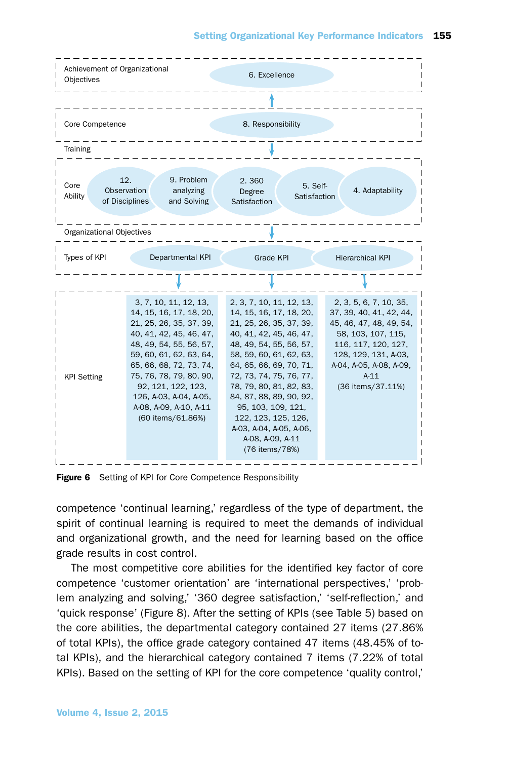| Achievement of Organizational Objectives | 6. Excellence | | | | |
|---|---|---|---|---|---|
| Core Competence | 8. Responsibility | | | | |
| Training | | | | | |
| Core Ability | 12. Observation of Disciplines | 9. Problem analyzing and Solving | 2. 360 Degree Satisfaction | 5. Self-Satisfaction | 4. Adaptability |
| Organizational Objectives | | | | | |
| Types of KPI | Departmental KPI | Grade KPI | Hierarchical KPI | | |
| KPI Setting | 3, 7, 10, 11, 12, 13, 14, 15, 16, 17, 18, 20, 21, 25, 26, 35, 37, 39, 40, 41, 42, 45, 46, 47, 48, 49, 54, 55, 56, 57, 59, 60, 61, 62, 63, 64, 65, 66, 68, 72, 73, 74, 75, 76, 78, 79, 80, 90, 92, 121, 122, 123, 126, A-03, A-04, A-05, A-08, A-09, A-10, A-11 (60 items/61.86%) | 2, 3, 7, 10, 11, 12, 13, 14, 15, 16, 17, 18, 20, 21, 25, 26, 35, 37, 39, 40, 41, 42, 45, 46, 47, 48, 49, 54, 55, 56, 57, 58, 59, 60, 61, 62, 63, 64, 65, 66, 69, 70, 71, 72, 73, 74, 75, 76, 77, 78, 79, 80, 81, 82, 83, 84, 87, 88, 89, 90, 92, 95, 103, 109, 121, 122, 123, 125, 126, A-03, A-04, A-05, A-06, A-08, A-09, A-11 (76 items/78%) | 2, 3, 5, 6, 7, 10, 35, 37, 39, 40, 41, 42, 44, 45, 46, 47, 48, 49, 54, 58, 103, 107, 115, 116, 117, 120, 127, 128, 129, 131, A-03, A-04, A-05, A-08, A-09, A-11 (36 items/37.11%) | | |

**Figure 6** Setting of KPI for Core Competence Responsibility

competence 'continual learning,' regardless of the type of department, the spirit of continual learning is required to meet the demands of individual and organizational growth, and the need for learning based on the office grade results in cost control.

The most competitive core abilities for the identified key factor of core competence 'customer orientation' are 'international perspectives,' 'problem analyzing and solving,' '360 degree satisfaction,' 'self-reflection,' and 'quick response' (Figure 8). After the setting of KPIs (see Table 5) based on the core abilities, the departmental category contained 27 items (27.86% of total KPIs), the office grade category contained 47 items (48.45% of total KPIs), and the hierarchical category contained 7 items (7.22% of total KPIs). Based on the setting of KPI for the core competence 'quality control,'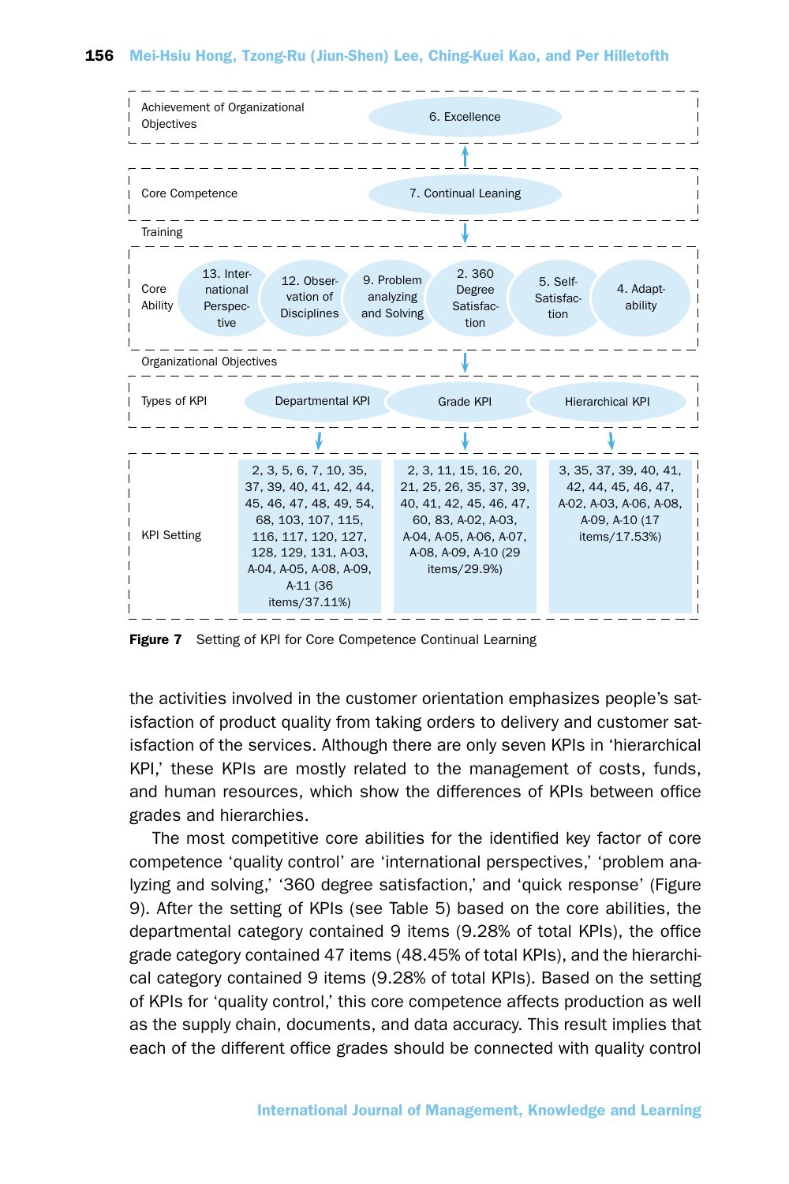Achievement of Organizational Objectives — 6. Excellence

Core Competence — 7. Continual Leaning

Training

Core Ability — 13. International Perspective; 12. Observation of Disciplines; 9. Problem analyzing and Solving; 2. 360 Degree Satisfaction; 5. Self-Satisfaction; 4. Adaptability

Organizational Objectives

| Types of KPI | Departmental KPI | Grade KPI | Hierarchical KPI |
|---|---|---|---|
| KPI Setting | 2, 3, 5, 6, 7, 10, 35, 37, 39, 40, 41, 42, 44, 45, 46, 47, 48, 49, 54, 68, 103, 107, 115, 116, 117, 120, 127, 128, 129, 131, A-03, A-04, A-05, A-08, A-09, A-11 (36 items/37.11%) | 2, 3, 11, 15, 16, 20, 21, 25, 26, 35, 37, 39, 40, 41, 42, 45, 46, 47, 60, 83, A-02, A-03, A-04, A-05, A-06, A-07, A-08, A-09, A-10 (29 items/29.9%) | 3, 35, 37, 39, 40, 41, 42, 44, 45, 46, 47, A-02, A-03, A-06, A-08, A-09, A-10 (17 items/17.53%) |

**Figure 7** Setting of KPI for Core Competence Continual Learning

the activities involved in the customer orientation emphasizes people's satisfaction of product quality from taking orders to delivery and customer satisfaction of the services. Although there are only seven KPIs in 'hierarchical KPI,' these KPIs are mostly related to the management of costs, funds, and human resources, which show the differences of KPIs between office grades and hierarchies.

The most competitive core abilities for the identified key factor of core competence 'quality control' are 'international perspectives,' 'problem analyzing and solving,' '360 degree satisfaction,' and 'quick response' (Figure 9). After the setting of KPIs (see Table 5) based on the core abilities, the departmental category contained 9 items (9.28% of total KPIs), the office grade category contained 47 items (48.45% of total KPIs), and the hierarchical category contained 9 items (9.28% of total KPIs). Based on the setting of KPIs for 'quality control,' this core competence affects production as well as the supply chain, documents, and data accuracy. This result implies that each of the different office grades should be connected with quality control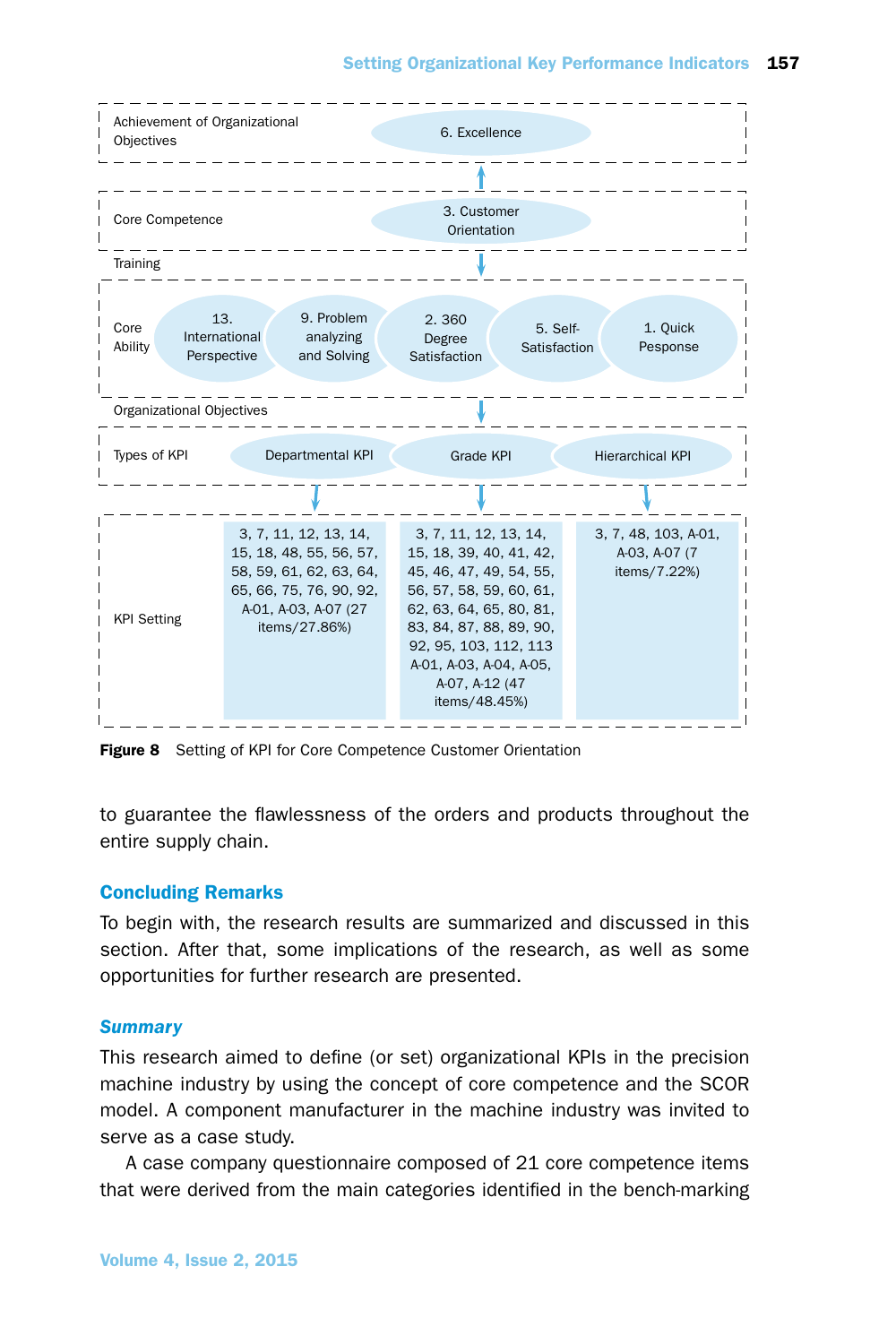| | | | |
|---|---|---|---|
| Achievement of Organizational Objectives | | 6. Excellence | |
| Core Competence | | 3. Customer Orientation | |
| Training | | | |
| Core Ability | 13. International Perspective; 9. Problem analyzing and Solving | 2. 360 Degree Satisfaction | 5. Self-Satisfaction; 1. Quick Pesponse |
| Organizational Objectives | | | |
| Types of KPI | Departmental KPI | Grade KPI | Hierarchical KPI |
| KPI Setting | 3, 7, 11, 12, 13, 14, 15, 18, 48, 55, 56, 57, 58, 59, 61, 62, 63, 64, 65, 66, 75, 76, 90, 92, A-01, A-03, A-07 (27 items/27.86%) | 3, 7, 11, 12, 13, 14, 15, 18, 39, 40, 41, 42, 45, 46, 47, 49, 54, 55, 56, 57, 58, 59, 60, 61, 62, 63, 64, 65, 80, 81, 83, 84, 87, 88, 89, 90, 92, 95, 103, 112, 113 A-01, A-03, A-04, A-05, A-07, A-12 (47 items/48.45%) | 3, 7, 48, 103, A-01, A-03, A-07 (7 items/7.22%) |

**Figure 8** Setting of KPI for Core Competence Customer Orientation

to guarantee the flawlessness of the orders and products throughout the entire supply chain.

## Concluding Remarks

To begin with, the research results are summarized and discussed in this section. After that, some implications of the research, as well as some opportunities for further research are presented.

### *Summary*

This research aimed to define (or set) organizational KPIs in the precision machine industry by using the concept of core competence and the SCOR model. A component manufacturer in the machine industry was invited to serve as a case study.

A case company questionnaire composed of 21 core competence items that were derived from the main categories identified in the bench-marking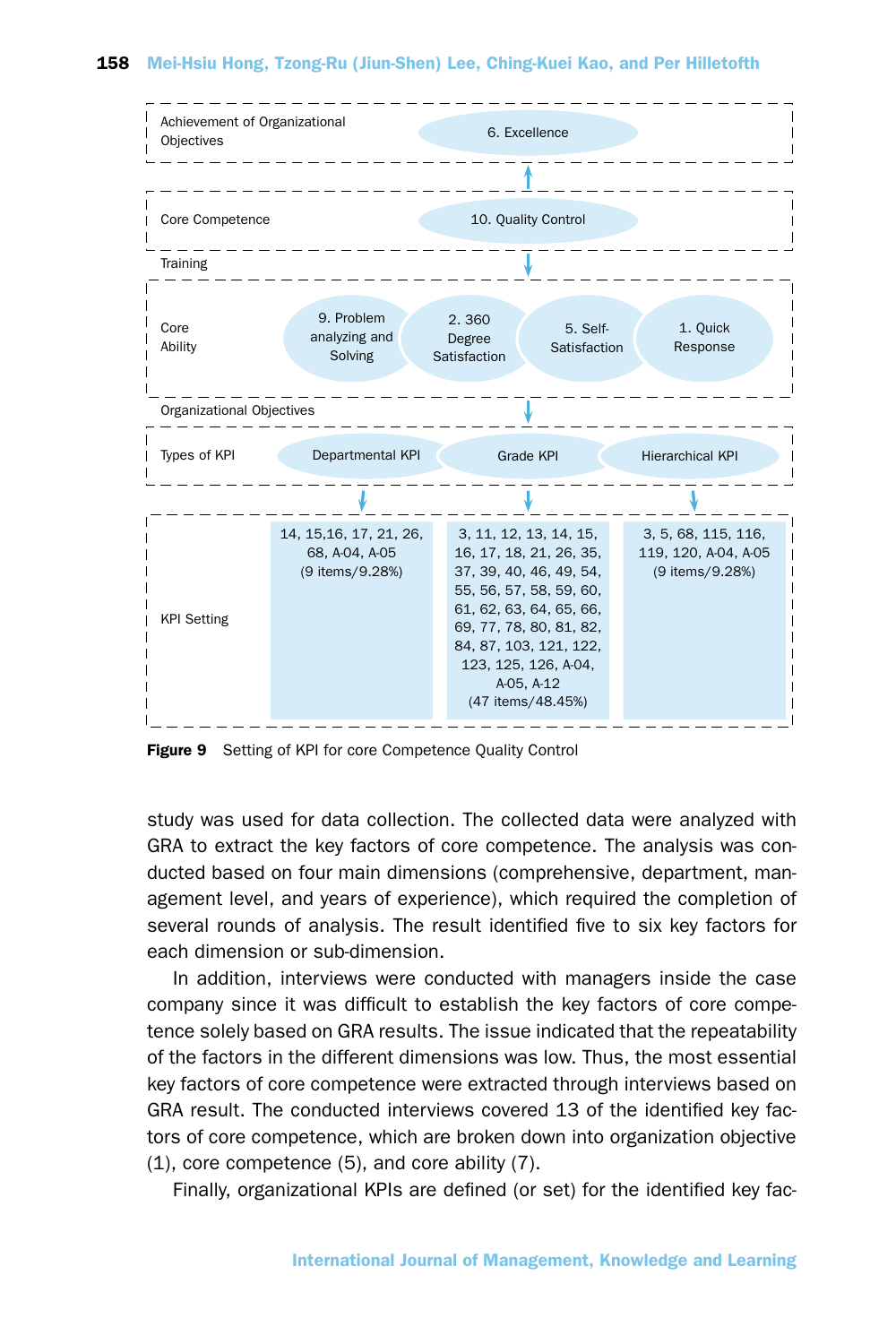Achievement of Organizational Objectives: 6. Excellence

Core Competence: 10. Quality Control

Training

Core Ability: 9. Problem analyzing and Solving; 2. 360 Degree Satisfaction; 5. Self-Satisfaction; 1. Quick Response

Organizational Objectives

| Types of KPI | Departmental KPI | Grade KPI | Hierarchical KPI |
|---|---|---|---|
| KPI Setting | 14, 15,16, 17, 21, 26, 68, A-04, A-05 (9 items/9.28%) | 3, 11, 12, 13, 14, 15, 16, 17, 18, 21, 26, 35, 37, 39, 40, 46, 49, 54, 55, 56, 57, 58, 59, 60, 61, 62, 63, 64, 65, 66, 69, 77, 78, 80, 81, 82, 84, 87, 103, 121, 122, 123, 125, 126, A-04, A-05, A-12 (47 items/48.45%) | 3, 5, 68, 115, 116, 119, 120, A-04, A-05 (9 items/9.28%) |

**Figure 9** Setting of KPI for core Competence Quality Control

study was used for data collection. The collected data were analyzed with GRA to extract the key factors of core competence. The analysis was conducted based on four main dimensions (comprehensive, department, management level, and years of experience), which required the completion of several rounds of analysis. The result identified five to six key factors for each dimension or sub-dimension.

In addition, interviews were conducted with managers inside the case company since it was difficult to establish the key factors of core competence solely based on GRA results. The issue indicated that the repeatability of the factors in the different dimensions was low. Thus, the most essential key factors of core competence were extracted through interviews based on GRA result. The conducted interviews covered 13 of the identified key factors of core competence, which are broken down into organization objective (1), core competence (5), and core ability (7).

Finally, organizational KPIs are defined (or set) for the identified key fac-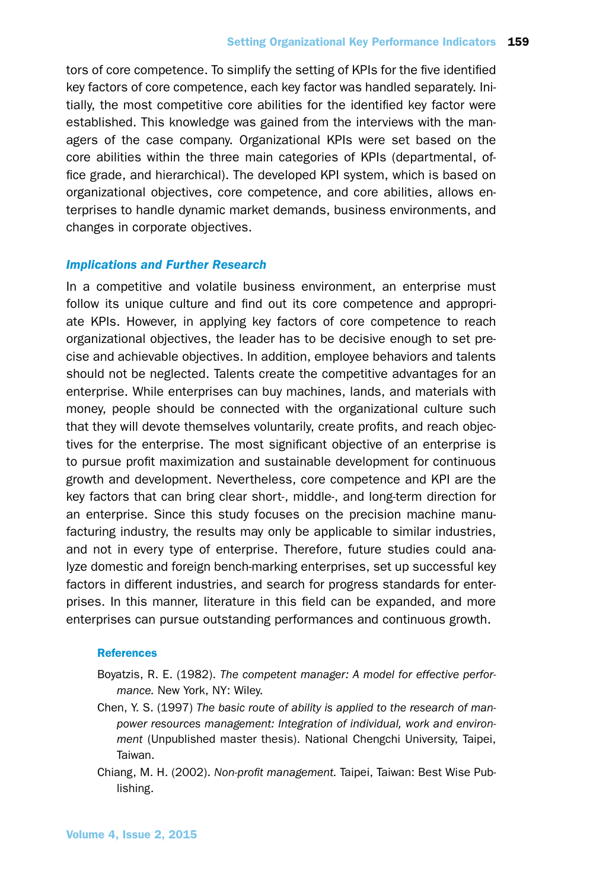tors of core competence. To simplify the setting of KPIs for the five identified key factors of core competence, each key factor was handled separately. Initially, the most competitive core abilities for the identified key factor were established. This knowledge was gained from the interviews with the managers of the case company. Organizational KPIs were set based on the core abilities within the three main categories of KPIs (departmental, office grade, and hierarchical). The developed KPI system, which is based on organizational objectives, core competence, and core abilities, allows enterprises to handle dynamic market demands, business environments, and changes in corporate objectives.

### *Implications and Further Research*

In a competitive and volatile business environment, an enterprise must follow its unique culture and find out its core competence and appropriate KPIs. However, in applying key factors of core competence to reach organizational objectives, the leader has to be decisive enough to set precise and achievable objectives. In addition, employee behaviors and talents should not be neglected. Talents create the competitive advantages for an enterprise. While enterprises can buy machines, lands, and materials with money, people should be connected with the organizational culture such that they will devote themselves voluntarily, create profits, and reach objectives for the enterprise. The most significant objective of an enterprise is to pursue profit maximization and sustainable development for continuous growth and development. Nevertheless, core competence and KPI are the key factors that can bring clear short-, middle-, and long-term direction for an enterprise. Since this study focuses on the precision machine manufacturing industry, the results may only be applicable to similar industries, and not in every type of enterprise. Therefore, future studies could analyze domestic and foreign bench-marking enterprises, set up successful key factors in different industries, and search for progress standards for enterprises. In this manner, literature in this field can be expanded, and more enterprises can pursue outstanding performances and continuous growth.

#### References

Boyatzis, R. E. (1982). *The competent manager: A model for effective performance.* New York, NY: Wiley.

Chen, Y. S. (1997) *The basic route of ability is applied to the research of manpower resources management: Integration of individual, work and environment* (Unpublished master thesis). National Chengchi University, Taipei, Taiwan.

Chiang, M. H. (2002). *Non-profit management.* Taipei, Taiwan: Best Wise Publishing.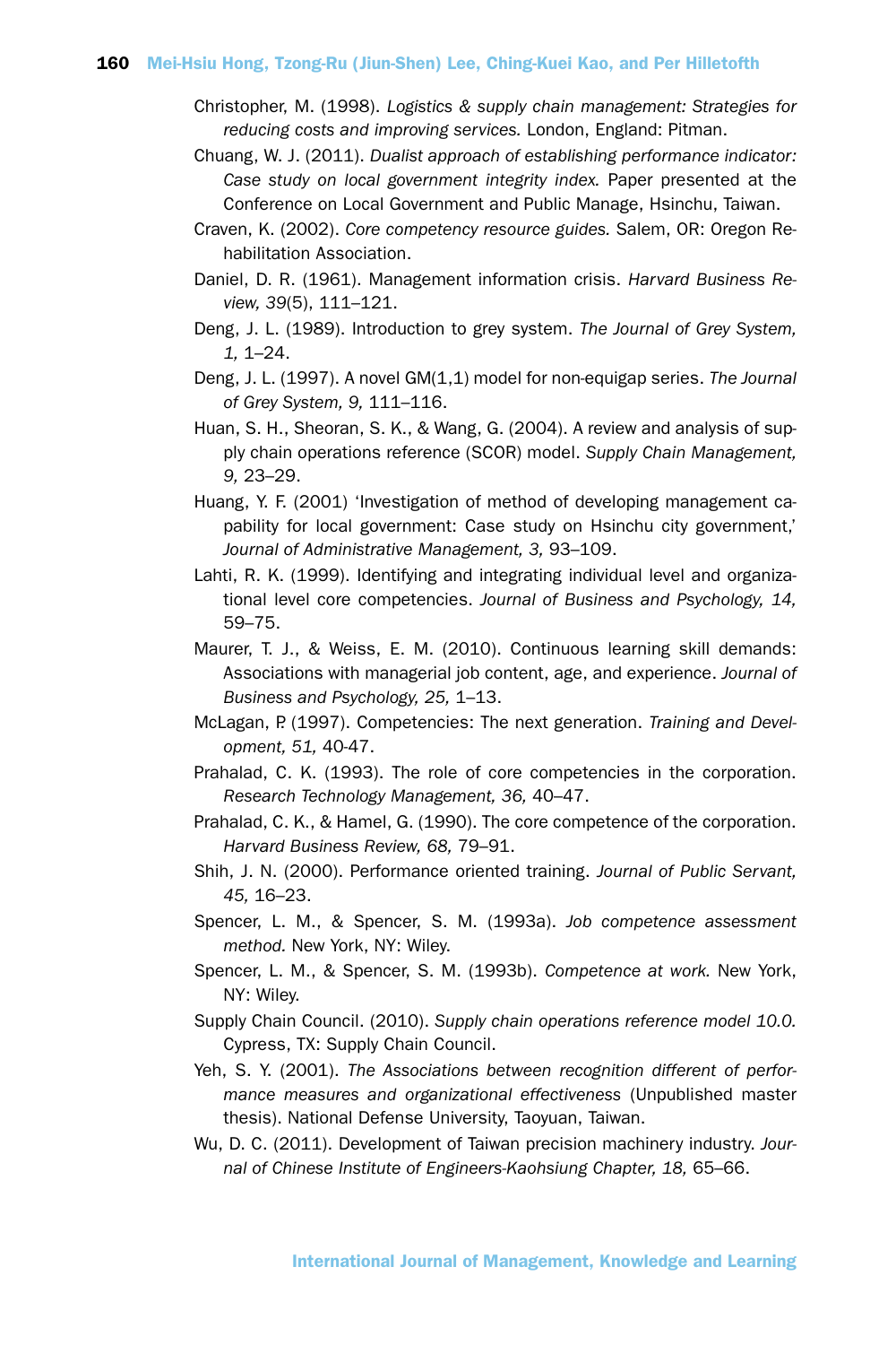Christopher, M. (1998). *Logistics & supply chain management: Strategies for reducing costs and improving services.* London, England: Pitman.

Chuang, W. J. (2011). *Dualist approach of establishing performance indicator: Case study on local government integrity index.* Paper presented at the Conference on Local Government and Public Manage, Hsinchu, Taiwan.

Craven, K. (2002). *Core competency resource guides.* Salem, OR: Oregon Rehabilitation Association.

Daniel, D. R. (1961). Management information crisis. *Harvard Business Review, 39*(5), 111–121.

Deng, J. L. (1989). Introduction to grey system. *The Journal of Grey System, 1,* 1–24.

Deng, J. L. (1997). A novel GM(1,1) model for non-equigap series. *The Journal of Grey System, 9,* 111–116.

Huan, S. H., Sheoran, S. K., & Wang, G. (2004). A review and analysis of supply chain operations reference (SCOR) model. *Supply Chain Management, 9,* 23–29.

Huang, Y. F. (2001) 'Investigation of method of developing management capability for local government: Case study on Hsinchu city government,' *Journal of Administrative Management, 3,* 93–109.

Lahti, R. K. (1999). Identifying and integrating individual level and organizational level core competencies. *Journal of Business and Psychology, 14,* 59–75.

Maurer, T. J., & Weiss, E. M. (2010). Continuous learning skill demands: Associations with managerial job content, age, and experience. *Journal of Business and Psychology, 25,* 1–13.

McLagan, P. (1997). Competencies: The next generation. *Training and Development, 51,* 40-47.

Prahalad, C. K. (1993). The role of core competencies in the corporation. *Research Technology Management, 36,* 40–47.

Prahalad, C. K., & Hamel, G. (1990). The core competence of the corporation. *Harvard Business Review, 68,* 79–91.

Shih, J. N. (2000). Performance oriented training. *Journal of Public Servant, 45,* 16–23.

Spencer, L. M., & Spencer, S. M. (1993a). *Job competence assessment method.* New York, NY: Wiley.

Spencer, L. M., & Spencer, S. M. (1993b). *Competence at work.* New York, NY: Wiley.

Supply Chain Council. (2010). *Supply chain operations reference model 10.0.* Cypress, TX: Supply Chain Council.

Yeh, S. Y. (2001). *The Associations between recognition different of performance measures and organizational effectiveness* (Unpublished master thesis). National Defense University, Taoyuan, Taiwan.

Wu, D. C. (2011). Development of Taiwan precision machinery industry. *Journal of Chinese Institute of Engineers-Kaohsiung Chapter, 18,* 65–66.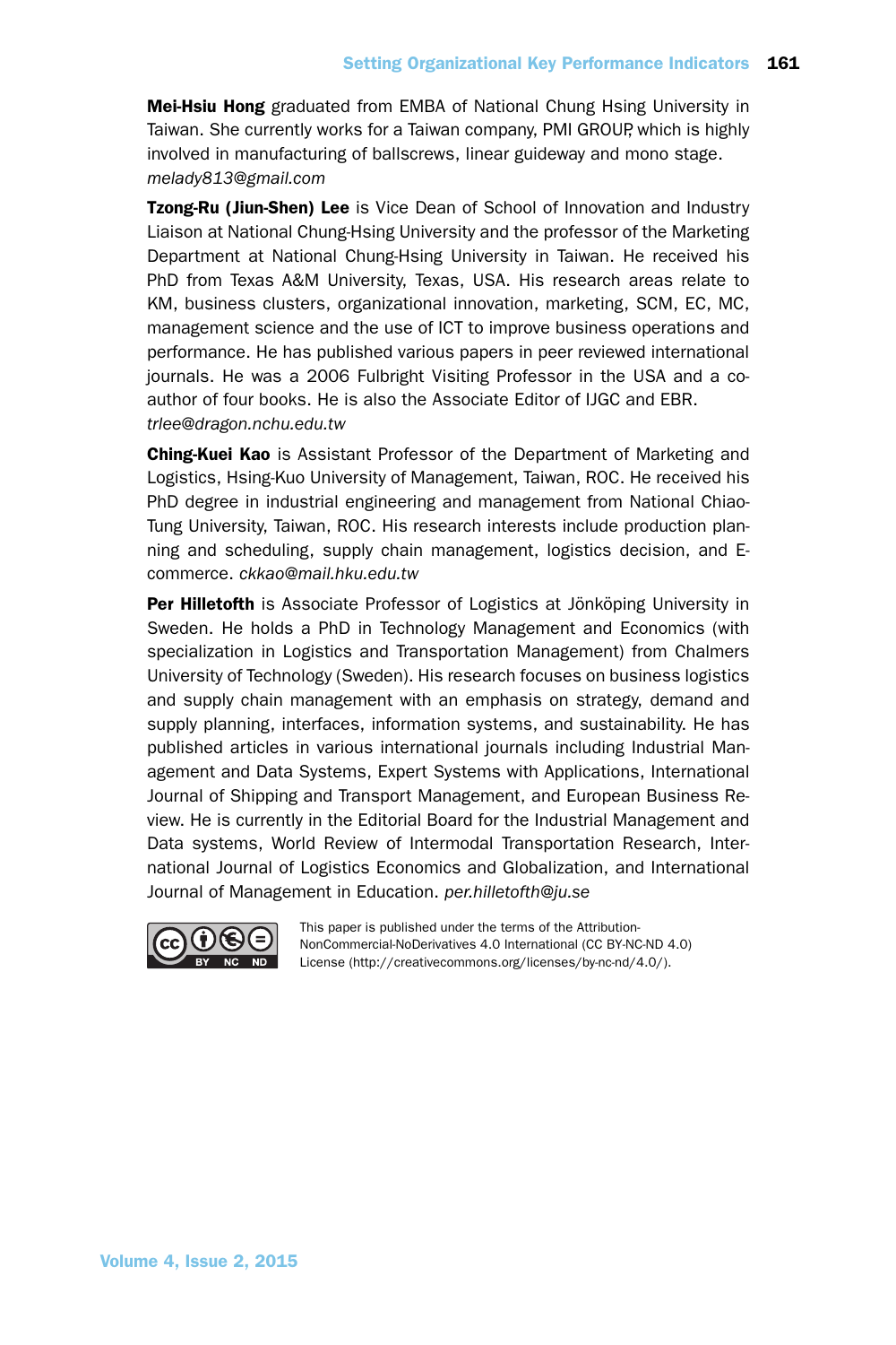**Mei-Hsiu Hong** graduated from EMBA of National Chung Hsing University in Taiwan. She currently works for a Taiwan company, PMI GROUP, which is highly involved in manufacturing of ballscrews, linear guideway and mono stage. *melady813@gmail.com*

**Tzong-Ru (Jiun-Shen) Lee** is Vice Dean of School of Innovation and Industry Liaison at National Chung-Hsing University and the professor of the Marketing Department at National Chung-Hsing University in Taiwan. He received his PhD from Texas A&M University, Texas, USA. His research areas relate to KM, business clusters, organizational innovation, marketing, SCM, EC, MC, management science and the use of ICT to improve business operations and performance. He has published various papers in peer reviewed international journals. He was a 2006 Fulbright Visiting Professor in the USA and a co-author of four books. He is also the Associate Editor of IJGC and EBR. *trlee@dragon.nchu.edu.tw*

**Ching-Kuei Kao** is Assistant Professor of the Department of Marketing and Logistics, Hsing-Kuo University of Management, Taiwan, ROC. He received his PhD degree in industrial engineering and management from National Chiao-Tung University, Taiwan, ROC. His research interests include production planning and scheduling, supply chain management, logistics decision, and E-commerce. *ckkao@mail.hku.edu.tw*

**Per Hilletofth** is Associate Professor of Logistics at Jönköping University in Sweden. He holds a PhD in Technology Management and Economics (with specialization in Logistics and Transportation Management) from Chalmers University of Technology (Sweden). His research focuses on business logistics and supply chain management with an emphasis on strategy, demand and supply planning, interfaces, information systems, and sustainability. He has published articles in various international journals including Industrial Management and Data Systems, Expert Systems with Applications, International Journal of Shipping and Transport Management, and European Business Review. He is currently in the Editorial Board for the Industrial Management and Data systems, World Review of Intermodal Transportation Research, International Journal of Logistics Economics and Globalization, and International Journal of Management in Education. *per.hilletofth@ju.se*

This paper is published under the terms of the Attribution-NonCommercial-NoDerivatives 4.0 International (CC BY-NC-ND 4.0) License (http://creativecommons.org/licenses/by-nc-nd/4.0/).